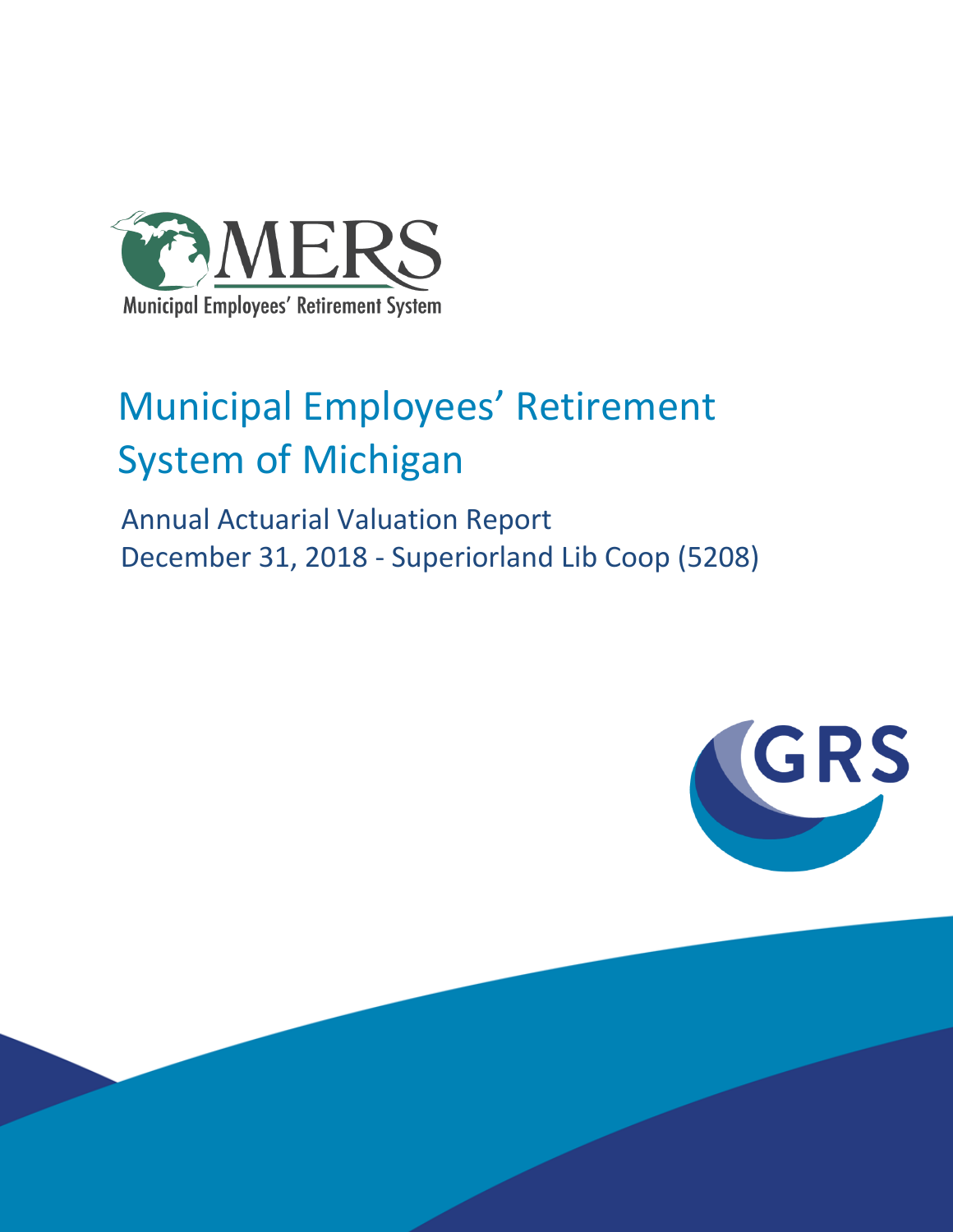MERS

Municipal Employees' Retirement System

# Municipal Employees' Retirement System of Michigan

## Annual Actuarial Valuation Report December 31, 2018 - Superiorland Lib Coop (5208)

GRS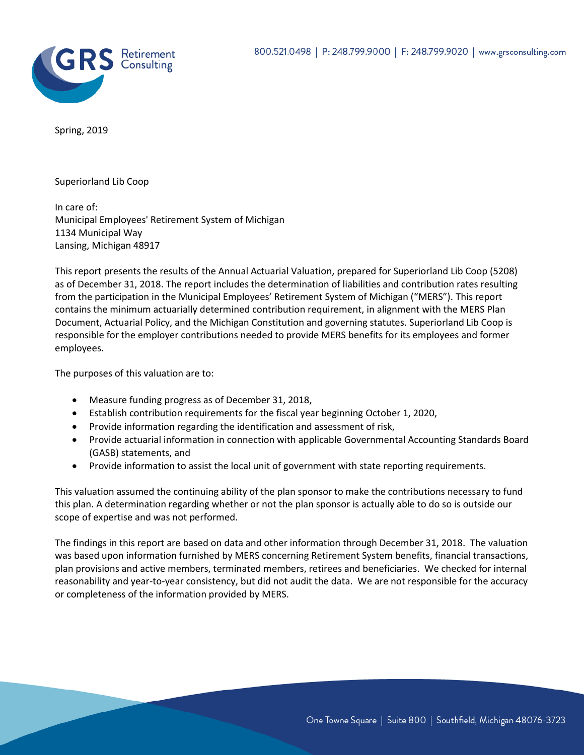Spring, 2019

Superiorland Lib Coop

In care of:
Municipal Employees' Retirement System of Michigan
1134 Municipal Way
Lansing, Michigan 48917

This report presents the results of the Annual Actuarial Valuation, prepared for Superiorland Lib Coop (5208) as of December 31, 2018. The report includes the determination of liabilities and contribution rates resulting from the participation in the Municipal Employees' Retirement System of Michigan ("MERS"). This report contains the minimum actuarially determined contribution requirement, in alignment with the MERS Plan Document, Actuarial Policy, and the Michigan Constitution and governing statutes. Superiorland Lib Coop is responsible for the employer contributions needed to provide MERS benefits for its employees and former employees.

The purposes of this valuation are to:

- Measure funding progress as of December 31, 2018,
- Establish contribution requirements for the fiscal year beginning October 1, 2020,
- Provide information regarding the identification and assessment of risk,
- Provide actuarial information in connection with applicable Governmental Accounting Standards Board (GASB) statements, and
- Provide information to assist the local unit of government with state reporting requirements.

This valuation assumed the continuing ability of the plan sponsor to make the contributions necessary to fund this plan. A determination regarding whether or not the plan sponsor is actually able to do so is outside our scope of expertise and was not performed.

The findings in this report are based on data and other information through December 31, 2018. The valuation was based upon information furnished by MERS concerning Retirement System benefits, financial transactions, plan provisions and active members, terminated members, retirees and beneficiaries. We checked for internal reasonability and year-to-year consistency, but did not audit the data. We are not responsible for the accuracy or completeness of the information provided by MERS.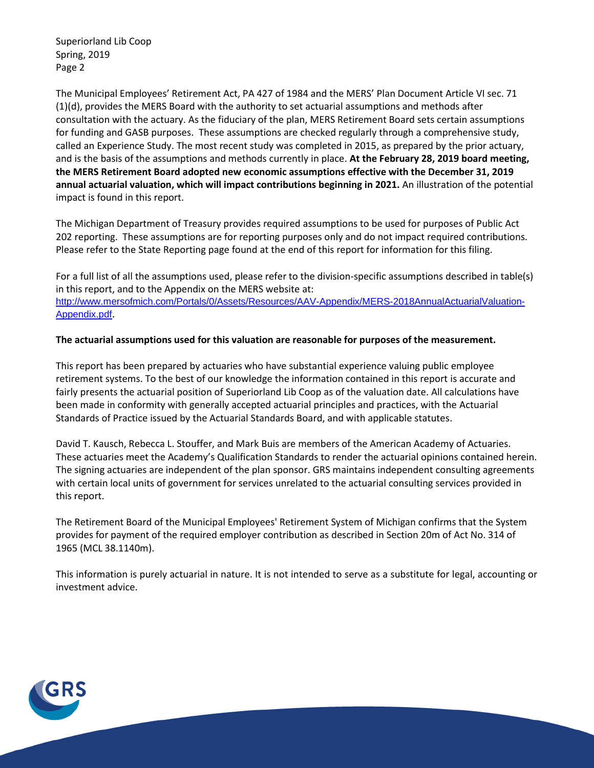The Municipal Employees' Retirement Act, PA 427 of 1984 and the MERS' Plan Document Article VI sec. 71 (1)(d), provides the MERS Board with the authority to set actuarial assumptions and methods after consultation with the actuary. As the fiduciary of the plan, MERS Retirement Board sets certain assumptions for funding and GASB purposes. These assumptions are checked regularly through a comprehensive study, called an Experience Study. The most recent study was completed in 2015, as prepared by the prior actuary, and is the basis of the assumptions and methods currently in place. **At the February 28, 2019 board meeting, the MERS Retirement Board adopted new economic assumptions effective with the December 31, 2019 annual actuarial valuation, which will impact contributions beginning in 2021.** An illustration of the potential impact is found in this report.

The Michigan Department of Treasury provides required assumptions to be used for purposes of Public Act 202 reporting. These assumptions are for reporting purposes only and do not impact required contributions. Please refer to the State Reporting page found at the end of this report for information for this filing.

For a full list of all the assumptions used, please refer to the division-specific assumptions described in table(s) in this report, and to the Appendix on the MERS website at: http://www.mersofmich.com/Portals/0/Assets/Resources/AAV-Appendix/MERS-2018AnnualActuarialValuation-Appendix.pdf.

**The actuarial assumptions used for this valuation are reasonable for purposes of the measurement.**

This report has been prepared by actuaries who have substantial experience valuing public employee retirement systems. To the best of our knowledge the information contained in this report is accurate and fairly presents the actuarial position of Superiorland Lib Coop as of the valuation date. All calculations have been made in conformity with generally accepted actuarial principles and practices, with the Actuarial Standards of Practice issued by the Actuarial Standards Board, and with applicable statutes.

David T. Kausch, Rebecca L. Stouffer, and Mark Buis are members of the American Academy of Actuaries. These actuaries meet the Academy's Qualification Standards to render the actuarial opinions contained herein. The signing actuaries are independent of the plan sponsor. GRS maintains independent consulting agreements with certain local units of government for services unrelated to the actuarial consulting services provided in this report.

The Retirement Board of the Municipal Employees' Retirement System of Michigan confirms that the System provides for payment of the required employer contribution as described in Section 20m of Act No. 314 of 1965 (MCL 38.1140m).

This information is purely actuarial in nature. It is not intended to serve as a substitute for legal, accounting or investment advice.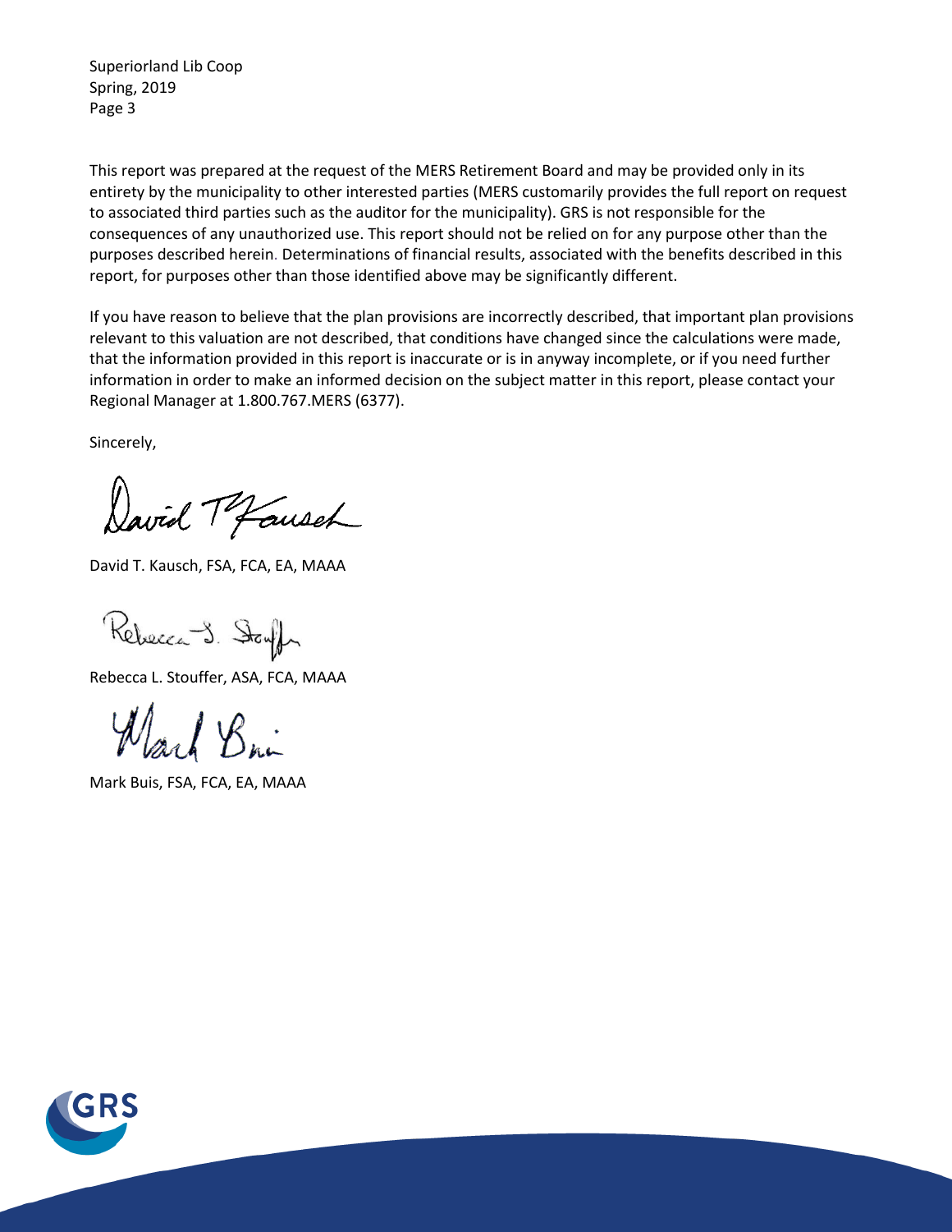This report was prepared at the request of the MERS Retirement Board and may be provided only in its entirety by the municipality to other interested parties (MERS customarily provides the full report on request to associated third parties such as the auditor for the municipality). GRS is not responsible for the consequences of any unauthorized use. This report should not be relied on for any purpose other than the purposes described herein. Determinations of financial results, associated with the benefits described in this report, for purposes other than those identified above may be significantly different.

If you have reason to believe that the plan provisions are incorrectly described, that important plan provisions relevant to this valuation are not described, that conditions have changed since the calculations were made, that the information provided in this report is inaccurate or is in anyway incomplete, or if you need further information in order to make an informed decision on the subject matter in this report, please contact your Regional Manager at 1.800.767.MERS (6377).

Sincerely,

David T. Kausch, FSA, FCA, EA, MAAA

Rebecca L. Stouffer, ASA, FCA, MAAA

Mark Buis, FSA, FCA, EA, MAAA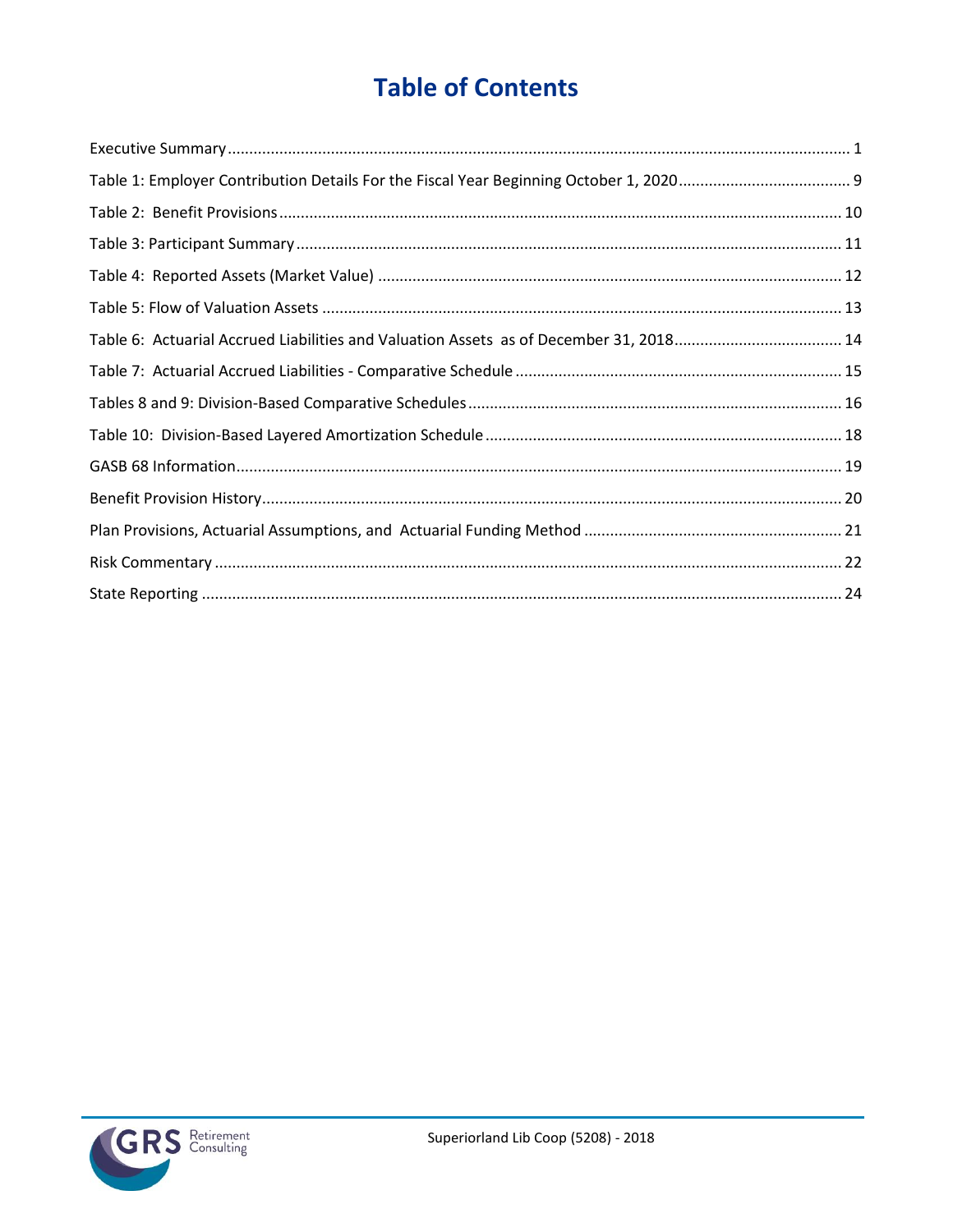# Table of Contents

| | |
|---|---|
| Executive Summary | 1 |
| Table 1: Employer Contribution Details For the Fiscal Year Beginning October 1, 2020 | 9 |
| Table 2: Benefit Provisions | 10 |
| Table 3: Participant Summary | 11 |
| Table 4: Reported Assets (Market Value) | 12 |
| Table 5: Flow of Valuation Assets | 13 |
| Table 6: Actuarial Accrued Liabilities and Valuation Assets as of December 31, 2018 | 14 |
| Table 7: Actuarial Accrued Liabilities - Comparative Schedule | 15 |
| Tables 8 and 9: Division-Based Comparative Schedules | 16 |
| Table 10: Division-Based Layered Amortization Schedule | 18 |
| GASB 68 Information | 19 |
| Benefit Provision History | 20 |
| Plan Provisions, Actuarial Assumptions, and Actuarial Funding Method | 21 |
| Risk Commentary | 22 |
| State Reporting | 24 |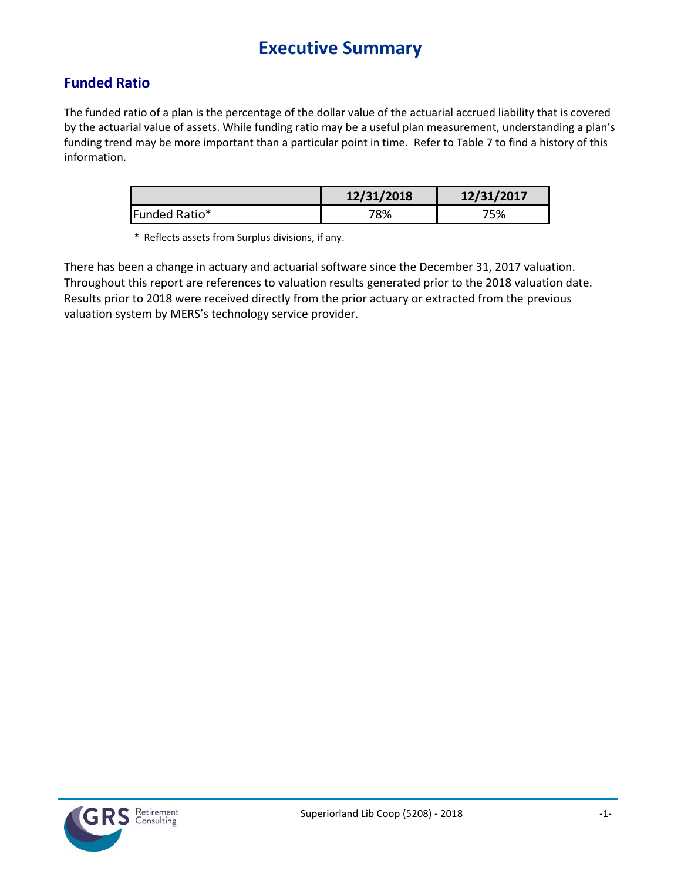# Executive Summary

## Funded Ratio

The funded ratio of a plan is the percentage of the dollar value of the actuarial accrued liability that is covered by the actuarial value of assets. While funding ratio may be a useful plan measurement, understanding a plan's funding trend may be more important than a particular point in time. Refer to Table 7 to find a history of this information.

| | 12/31/2018 | 12/31/2017 |
|---|---|---|
| Funded Ratio* | 78% | 75% |

\* Reflects assets from Surplus divisions, if any.

There has been a change in actuary and actuarial software since the December 31, 2017 valuation. Throughout this report are references to valuation results generated prior to the 2018 valuation date. Results prior to 2018 were received directly from the prior actuary or extracted from the previous valuation system by MERS's technology service provider.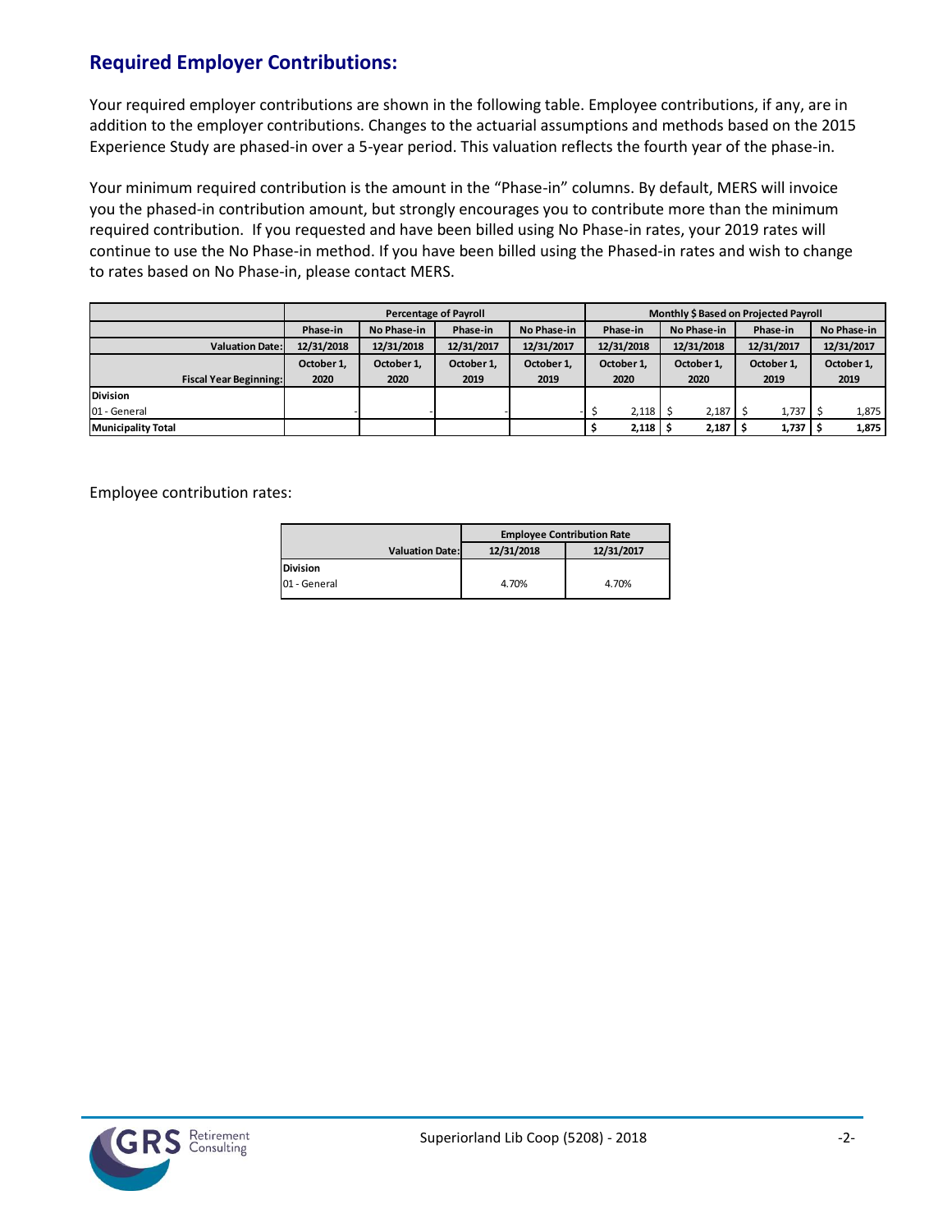## Required Employer Contributions:

Your required employer contributions are shown in the following table. Employee contributions, if any, are in addition to the employer contributions. Changes to the actuarial assumptions and methods based on the 2015 Experience Study are phased-in over a 5-year period. This valuation reflects the fourth year of the phase-in.

Your minimum required contribution is the amount in the "Phase-in" columns. By default, MERS will invoice you the phased-in contribution amount, but strongly encourages you to contribute more than the minimum required contribution. If you requested and have been billed using No Phase-in rates, your 2019 rates will continue to use the No Phase-in method. If you have been billed using the Phased-in rates and wish to change to rates based on No Phase-in, please contact MERS.

| | Percentage of Payroll | | | | Monthly $ Based on Projected Payroll | | | |
|---|---|---|---|---|---|---|---|---|
| | Phase-in | No Phase-in | Phase-in | No Phase-in | Phase-in | No Phase-in | Phase-in | No Phase-in |
| Valuation Date: | 12/31/2018 | 12/31/2018 | 12/31/2017 | 12/31/2017 | 12/31/2018 | 12/31/2018 | 12/31/2017 | 12/31/2017 |
| Fiscal Year Beginning: | October 1, 2020 | October 1, 2020 | October 1, 2019 | October 1, 2019 | October 1, 2020 | October 1, 2020 | October 1, 2019 | October 1, 2019 |
| **Division** | | | | | | | | |
| 01 - General | - | - | - | - | $ 2,118 | $ 2,187 | $ 1,737 | $ 1,875 |
| **Municipality Total** | | | | | **$ 2,118** | **$ 2,187** | **$ 1,737** | **$ 1,875** |

Employee contribution rates:

| | Employee Contribution Rate | |
|---|---|---|
| Valuation Date: | 12/31/2018 | 12/31/2017 |
| **Division** | | |
| 01 - General | 4.70% | 4.70% |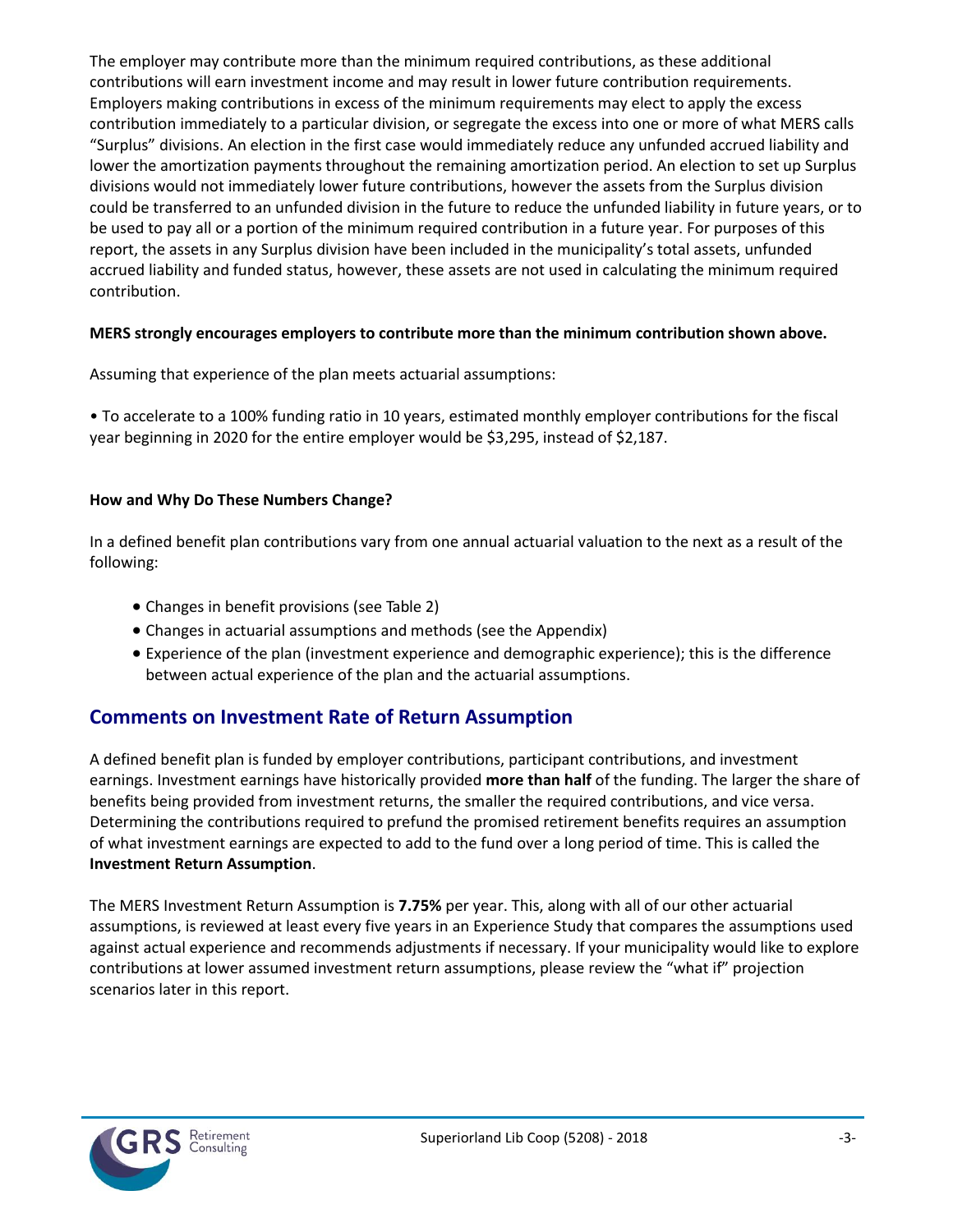The employer may contribute more than the minimum required contributions, as these additional contributions will earn investment income and may result in lower future contribution requirements. Employers making contributions in excess of the minimum requirements may elect to apply the excess contribution immediately to a particular division, or segregate the excess into one or more of what MERS calls "Surplus" divisions. An election in the first case would immediately reduce any unfunded accrued liability and lower the amortization payments throughout the remaining amortization period. An election to set up Surplus divisions would not immediately lower future contributions, however the assets from the Surplus division could be transferred to an unfunded division in the future to reduce the unfunded liability in future years, or to be used to pay all or a portion of the minimum required contribution in a future year. For purposes of this report, the assets in any Surplus division have been included in the municipality's total assets, unfunded accrued liability and funded status, however, these assets are not used in calculating the minimum required contribution.

**MERS strongly encourages employers to contribute more than the minimum contribution shown above.**

Assuming that experience of the plan meets actuarial assumptions:

- To accelerate to a 100% funding ratio in 10 years, estimated monthly employer contributions for the fiscal year beginning in 2020 for the entire employer would be $3,295, instead of $2,187.

**How and Why Do These Numbers Change?**

In a defined benefit plan contributions vary from one annual actuarial valuation to the next as a result of the following:

- Changes in benefit provisions (see Table 2)
- Changes in actuarial assumptions and methods (see the Appendix)
- Experience of the plan (investment experience and demographic experience); this is the difference between actual experience of the plan and the actuarial assumptions.

## Comments on Investment Rate of Return Assumption

A defined benefit plan is funded by employer contributions, participant contributions, and investment earnings. Investment earnings have historically provided **more than half** of the funding. The larger the share of benefits being provided from investment returns, the smaller the required contributions, and vice versa. Determining the contributions required to prefund the promised retirement benefits requires an assumption of what investment earnings are expected to add to the fund over a long period of time. This is called the **Investment Return Assumption**.

The MERS Investment Return Assumption is **7.75%** per year. This, along with all of our other actuarial assumptions, is reviewed at least every five years in an Experience Study that compares the assumptions used against actual experience and recommends adjustments if necessary. If your municipality would like to explore contributions at lower assumed investment return assumptions, please review the "what if" projection scenarios later in this report.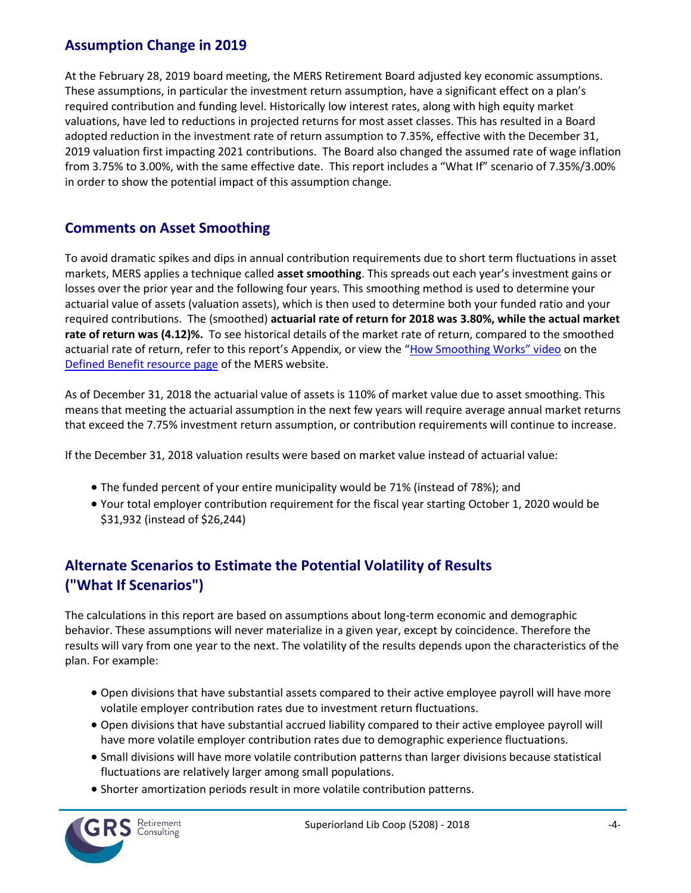## Assumption Change in 2019

At the February 28, 2019 board meeting, the MERS Retirement Board adjusted key economic assumptions. These assumptions, in particular the investment return assumption, have a significant effect on a plan's required contribution and funding level. Historically low interest rates, along with high equity market valuations, have led to reductions in projected returns for most asset classes. This has resulted in a Board adopted reduction in the investment rate of return assumption to 7.35%, effective with the December 31, 2019 valuation first impacting 2021 contributions. The Board also changed the assumed rate of wage inflation from 3.75% to 3.00%, with the same effective date. This report includes a "What If" scenario of 7.35%/3.00% in order to show the potential impact of this assumption change.

## Comments on Asset Smoothing

To avoid dramatic spikes and dips in annual contribution requirements due to short term fluctuations in asset markets, MERS applies a technique called **asset smoothing**. This spreads out each year's investment gains or losses over the prior year and the following four years. This smoothing method is used to determine your actuarial value of assets (valuation assets), which is then used to determine both your funded ratio and your required contributions. The (smoothed) **actuarial rate of return for 2018 was 3.80%, while the actual market rate of return was (4.12)%.** To see historical details of the market rate of return, compared to the smoothed actuarial rate of return, refer to this report's Appendix, or view the "How Smoothing Works" video on the Defined Benefit resource page of the MERS website.

As of December 31, 2018 the actuarial value of assets is 110% of market value due to asset smoothing. This means that meeting the actuarial assumption in the next few years will require average annual market returns that exceed the 7.75% investment return assumption, or contribution requirements will continue to increase.

If the December 31, 2018 valuation results were based on market value instead of actuarial value:

- The funded percent of your entire municipality would be 71% (instead of 78%); and
- Your total employer contribution requirement for the fiscal year starting October 1, 2020 would be $31,932 (instead of $26,244)

## Alternate Scenarios to Estimate the Potential Volatility of Results ("What If Scenarios")

The calculations in this report are based on assumptions about long-term economic and demographic behavior. These assumptions will never materialize in a given year, except by coincidence. Therefore the results will vary from one year to the next. The volatility of the results depends upon the characteristics of the plan. For example:

- Open divisions that have substantial assets compared to their active employee payroll will have more volatile employer contribution rates due to investment return fluctuations.
- Open divisions that have substantial accrued liability compared to their active employee payroll will have more volatile employer contribution rates due to demographic experience fluctuations.
- Small divisions will have more volatile contribution patterns than larger divisions because statistical fluctuations are relatively larger among small populations.
- Shorter amortization periods result in more volatile contribution patterns.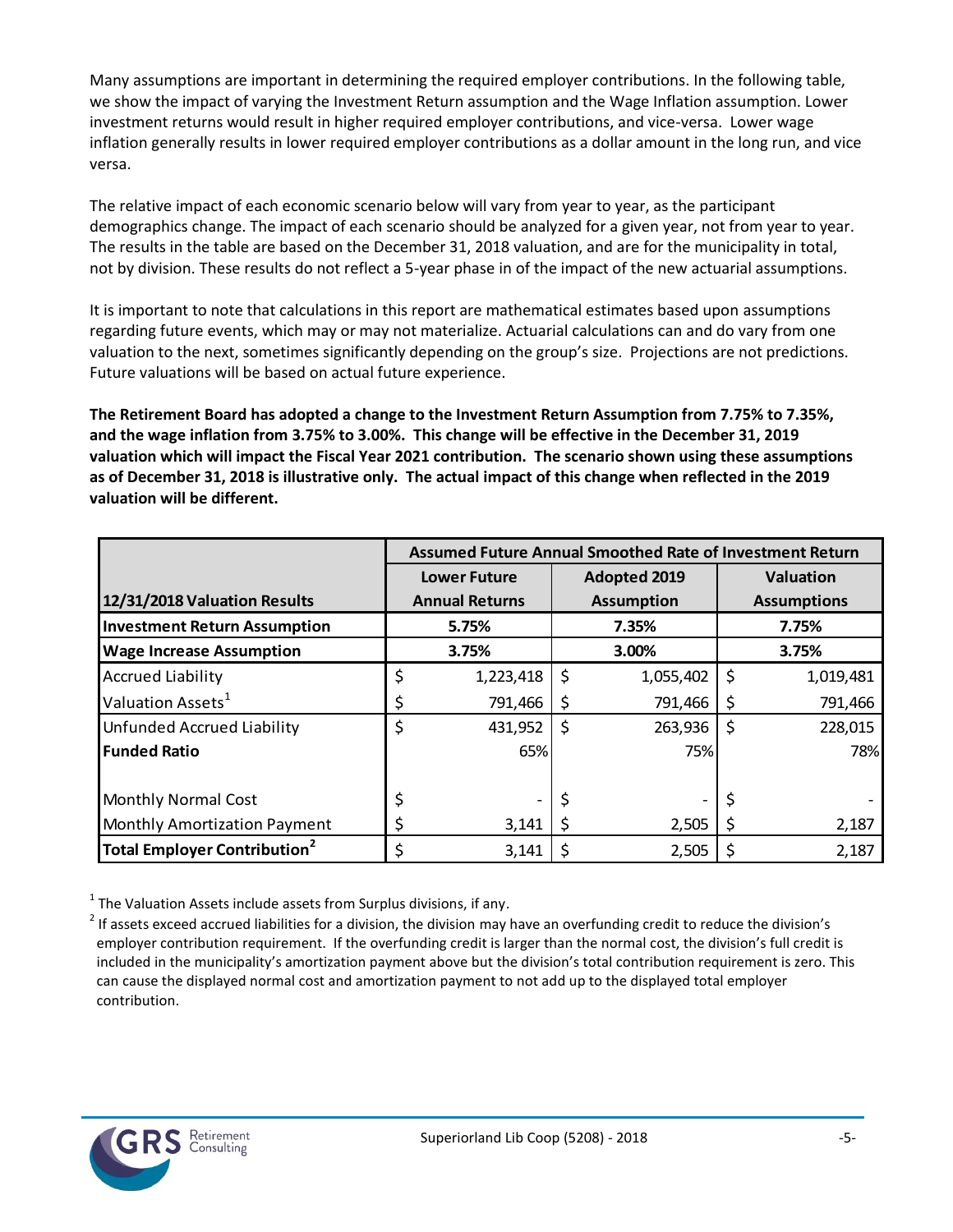Many assumptions are important in determining the required employer contributions. In the following table, we show the impact of varying the Investment Return assumption and the Wage Inflation assumption. Lower investment returns would result in higher required employer contributions, and vice-versa. Lower wage inflation generally results in lower required employer contributions as a dollar amount in the long run, and vice versa.

The relative impact of each economic scenario below will vary from year to year, as the participant demographics change. The impact of each scenario should be analyzed for a given year, not from year to year. The results in the table are based on the December 31, 2018 valuation, and are for the municipality in total, not by division. These results do not reflect a 5-year phase in of the impact of the new actuarial assumptions.

It is important to note that calculations in this report are mathematical estimates based upon assumptions regarding future events, which may or may not materialize. Actuarial calculations can and do vary from one valuation to the next, sometimes significantly depending on the group's size. Projections are not predictions. Future valuations will be based on actual future experience.

**The Retirement Board has adopted a change to the Investment Return Assumption from 7.75% to 7.35%, and the wage inflation from 3.75% to 3.00%. This change will be effective in the December 31, 2019 valuation which will impact the Fiscal Year 2021 contribution. The scenario shown using these assumptions as of December 31, 2018 is illustrative only. The actual impact of this change when reflected in the 2019 valuation will be different.**

| | Assumed Future Annual Smoothed Rate of Investment Return | | |
|---|---|---|---|
| **12/31/2018 Valuation Results** | **Lower Future Annual Returns** | **Adopted 2019 Assumption** | **Valuation Assumptions** |
| **Investment Return Assumption** | **5.75%** | **7.35%** | **7.75%** |
| **Wage Increase Assumption** | **3.75%** | **3.00%** | **3.75%** |
| Accrued Liability | $ 1,223,418 | $ 1,055,402 | $ 1,019,481 |
| Valuation Assets[1] | $ 791,466 | $ 791,466 | $ 791,466 |
| Unfunded Accrued Liability | $ 431,952 | $ 263,936 | $ 228,015 |
| **Funded Ratio** | 65% | 75% | 78% |
| Monthly Normal Cost | $ - | $ - | $ - |
| Monthly Amortization Payment | $ 3,141 | $ 2,505 | $ 2,187 |
| **Total Employer Contribution[2]** | $ 3,141 | $ 2,505 | $ 2,187 |

[1] The Valuation Assets include assets from Surplus divisions, if any.

[2] If assets exceed accrued liabilities for a division, the division may have an overfunding credit to reduce the division's employer contribution requirement. If the overfunding credit is larger than the normal cost, the division's full credit is included in the municipality's amortization payment above but the division's total contribution requirement is zero. This can cause the displayed normal cost and amortization payment to not add up to the displayed total employer contribution.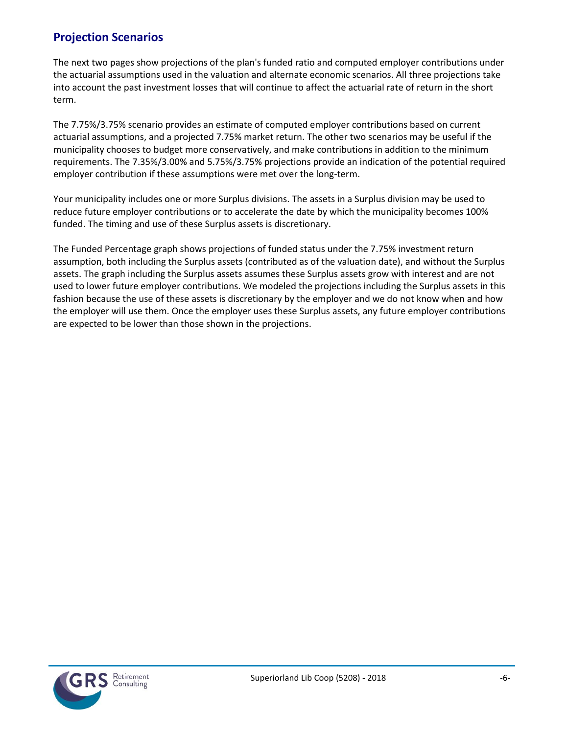## Projection Scenarios

The next two pages show projections of the plan's funded ratio and computed employer contributions under the actuarial assumptions used in the valuation and alternate economic scenarios. All three projections take into account the past investment losses that will continue to affect the actuarial rate of return in the short term.

The 7.75%/3.75% scenario provides an estimate of computed employer contributions based on current actuarial assumptions, and a projected 7.75% market return. The other two scenarios may be useful if the municipality chooses to budget more conservatively, and make contributions in addition to the minimum requirements. The 7.35%/3.00% and 5.75%/3.75% projections provide an indication of the potential required employer contribution if these assumptions were met over the long-term.

Your municipality includes one or more Surplus divisions. The assets in a Surplus division may be used to reduce future employer contributions or to accelerate the date by which the municipality becomes 100% funded. The timing and use of these Surplus assets is discretionary.

The Funded Percentage graph shows projections of funded status under the 7.75% investment return assumption, both including the Surplus assets (contributed as of the valuation date), and without the Surplus assets. The graph including the Surplus assets assumes these Surplus assets grow with interest and are not used to lower future employer contributions. We modeled the projections including the Surplus assets in this fashion because the use of these assets is discretionary by the employer and we do not know when and how the employer will use them. Once the employer uses these Surplus assets, any future employer contributions are expected to be lower than those shown in the projections.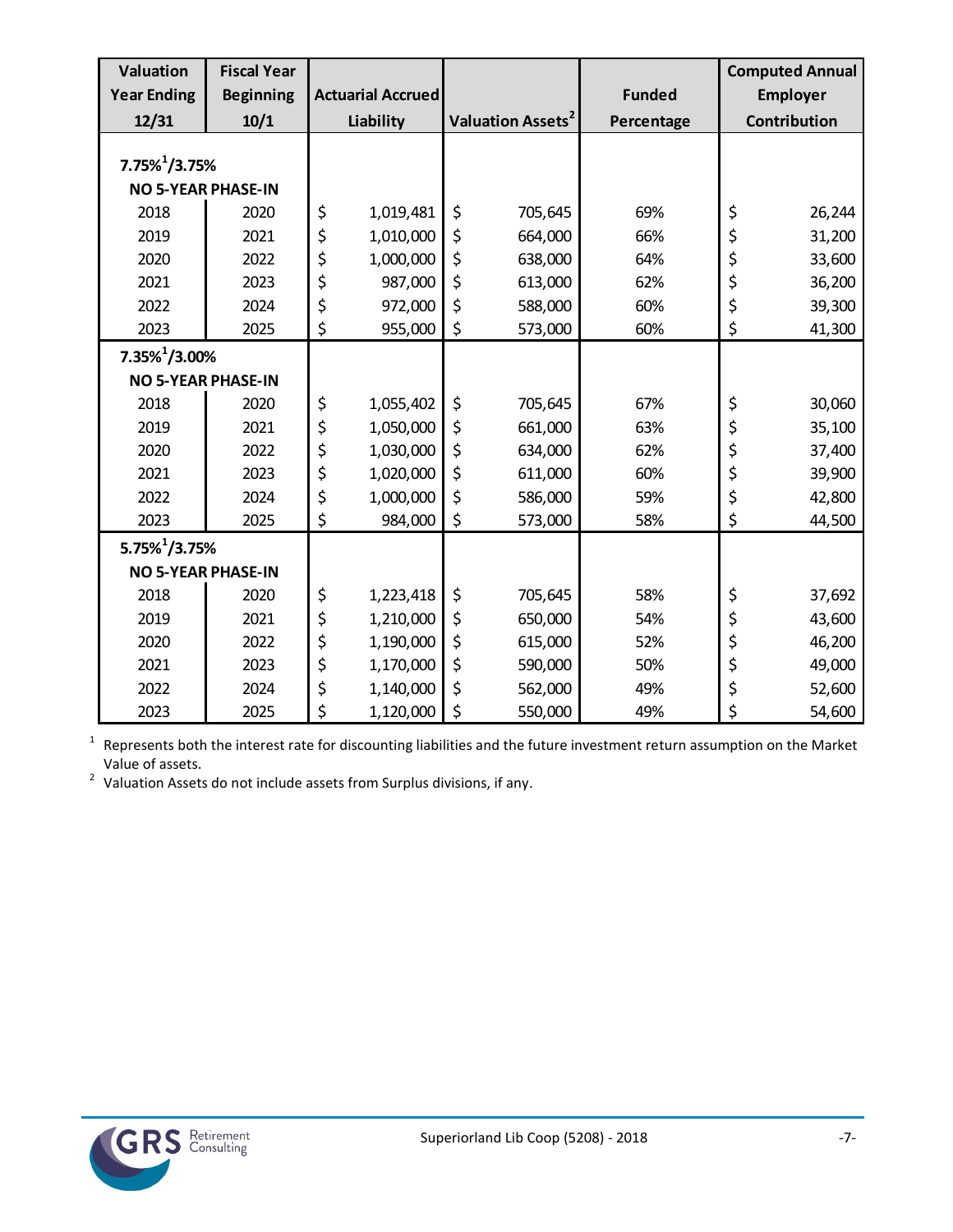| Valuation Year Ending 12/31 | Fiscal Year Beginning 10/1 | Actuarial Accrued Liability | Valuation Assets[2] | Funded Percentage | Computed Annual Employer Contribution |
|---|---|---|---|---|---|
| **7.75%[1]/3.75%** | | | | | |
| **NO 5-YEAR PHASE-IN** | | | | | |
| 2018 | 2020 | $ 1,019,481 | $ 705,645 | 69% | $ 26,244 |
| 2019 | 2021 | $ 1,010,000 | $ 664,000 | 66% | $ 31,200 |
| 2020 | 2022 | $ 1,000,000 | $ 638,000 | 64% | $ 33,600 |
| 2021 | 2023 | $ 987,000 | $ 613,000 | 62% | $ 36,200 |
| 2022 | 2024 | $ 972,000 | $ 588,000 | 60% | $ 39,300 |
| 2023 | 2025 | $ 955,000 | $ 573,000 | 60% | $ 41,300 |
| **7.35%[1]/3.00%** | | | | | |
| **NO 5-YEAR PHASE-IN** | | | | | |
| 2018 | 2020 | $ 1,055,402 | $ 705,645 | 67% | $ 30,060 |
| 2019 | 2021 | $ 1,050,000 | $ 661,000 | 63% | $ 35,100 |
| 2020 | 2022 | $ 1,030,000 | $ 634,000 | 62% | $ 37,400 |
| 2021 | 2023 | $ 1,020,000 | $ 611,000 | 60% | $ 39,900 |
| 2022 | 2024 | $ 1,000,000 | $ 586,000 | 59% | $ 42,800 |
| 2023 | 2025 | $ 984,000 | $ 573,000 | 58% | $ 44,500 |
| **5.75%[1]/3.75%** | | | | | |
| **NO 5-YEAR PHASE-IN** | | | | | |
| 2018 | 2020 | $ 1,223,418 | $ 705,645 | 58% | $ 37,692 |
| 2019 | 2021 | $ 1,210,000 | $ 650,000 | 54% | $ 43,600 |
| 2020 | 2022 | $ 1,190,000 | $ 615,000 | 52% | $ 46,200 |
| 2021 | 2023 | $ 1,170,000 | $ 590,000 | 50% | $ 49,000 |
| 2022 | 2024 | $ 1,140,000 | $ 562,000 | 49% | $ 52,600 |
| 2023 | 2025 | $ 1,120,000 | $ 550,000 | 49% | $ 54,600 |

[1] Represents both the interest rate for discounting liabilities and the future investment return assumption on the Market Value of assets.
[2] Valuation Assets do not include assets from Surplus divisions, if any.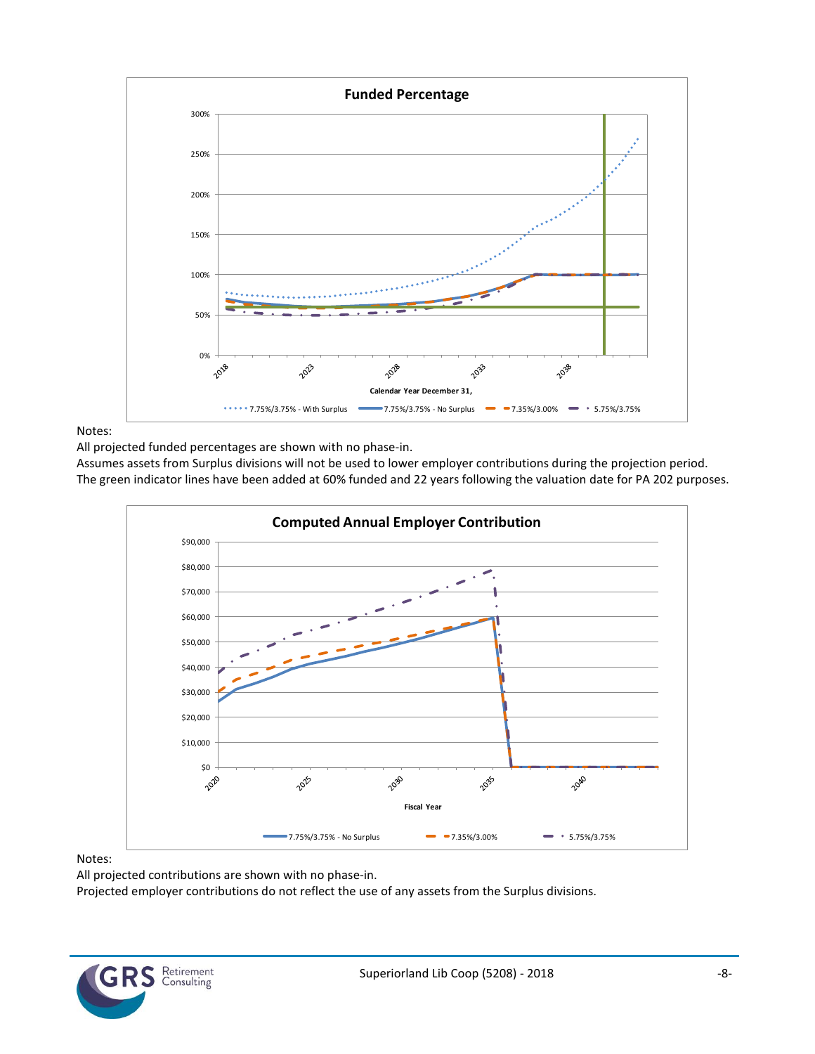**Funded Percentage**

Notes:
All projected funded percentages are shown with no phase-in.
Assumes assets from Surplus divisions will not be used to lower employer contributions during the projection period.
The green indicator lines have been added at 60% funded and 22 years following the valuation date for PA 202 purposes.

**Computed Annual Employer Contribution**

Notes:
All projected contributions are shown with no phase-in.
Projected employer contributions do not reflect the use of any assets from the Surplus divisions.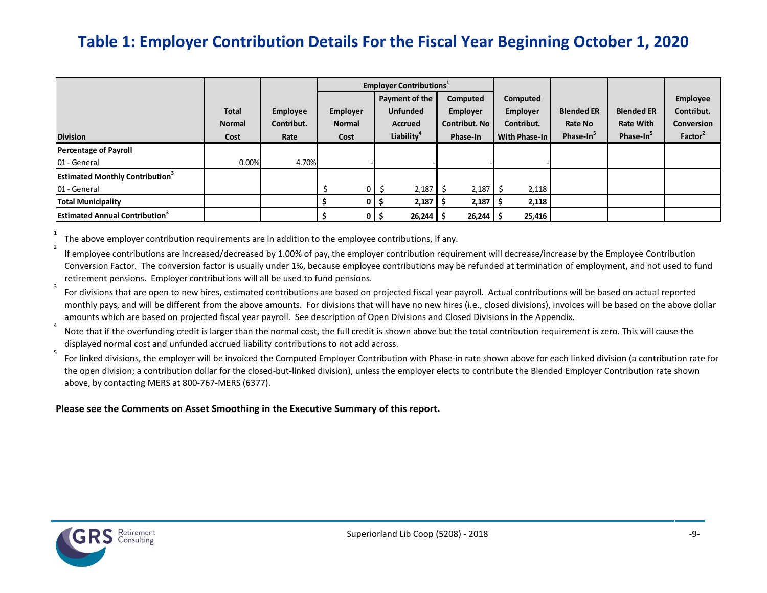# Table 1: Employer Contribution Details For the Fiscal Year Beginning October 1, 2020

| Division | Total Normal Cost | Employee Contribut. Rate | Employer Contributions[1] | | | Computed Employer Contribut. With Phase-In | Blended ER Rate No Phase-In[5] | Blended ER Rate With Phase-In[5] | Employee Contribut. Conversion Factor[2] |
|---|---|---|---|---|---|---|---|---|---|
| | | | Employer Normal Cost | Payment of the Unfunded Accrued Liability[4] | Computed Employer Contribut. No Phase-In | | | | |
| **Percentage of Payroll** | | | | | | | | | |
| 01 - General | 0.00% | 4.70% | - | - | - | - | | | |
| **Estimated Monthly Contribution[3]** | | | | | | | | | |
| 01 - General | | | $ 0 | $ 2,187 | $ 2,187 | $ 2,118 | | | |
| **Total Municipality** | | | **$ 0** | **$ 2,187** | **$ 2,187** | **$ 2,118** | | | |
| **Estimated Annual Contribution[3]** | | | **$ 0** | **$ 26,244** | **$ 26,244** | **$ 25,416** | | | |

[1] The above employer contribution requirements are in addition to the employee contributions, if any.

[2] If employee contributions are increased/decreased by 1.00% of pay, the employer contribution requirement will decrease/increase by the Employee Contribution Conversion Factor. The conversion factor is usually under 1%, because employee contributions may be refunded at termination of employment, and not used to fund retirement pensions. Employer contributions will all be used to fund pensions.

[3] For divisions that are open to new hires, estimated contributions are based on projected fiscal year payroll. Actual contributions will be based on actual reported monthly pays, and will be different from the above amounts. For divisions that will have no new hires (i.e., closed divisions), invoices will be based on the above dollar amounts which are based on projected fiscal year payroll. See description of Open Divisions and Closed Divisions in the Appendix.

[4] Note that if the overfunding credit is larger than the normal cost, the full credit is shown above but the total contribution requirement is zero. This will cause the displayed normal cost and unfunded accrued liability contributions to not add across.

[5] For linked divisions, the employer will be invoiced the Computed Employer Contribution with Phase-in rate shown above for each linked division (a contribution rate for the open division; a contribution dollar for the closed-but-linked division), unless the employer elects to contribute the Blended Employer Contribution rate shown above, by contacting MERS at 800-767-MERS (6377).

**Please see the Comments on Asset Smoothing in the Executive Summary of this report.**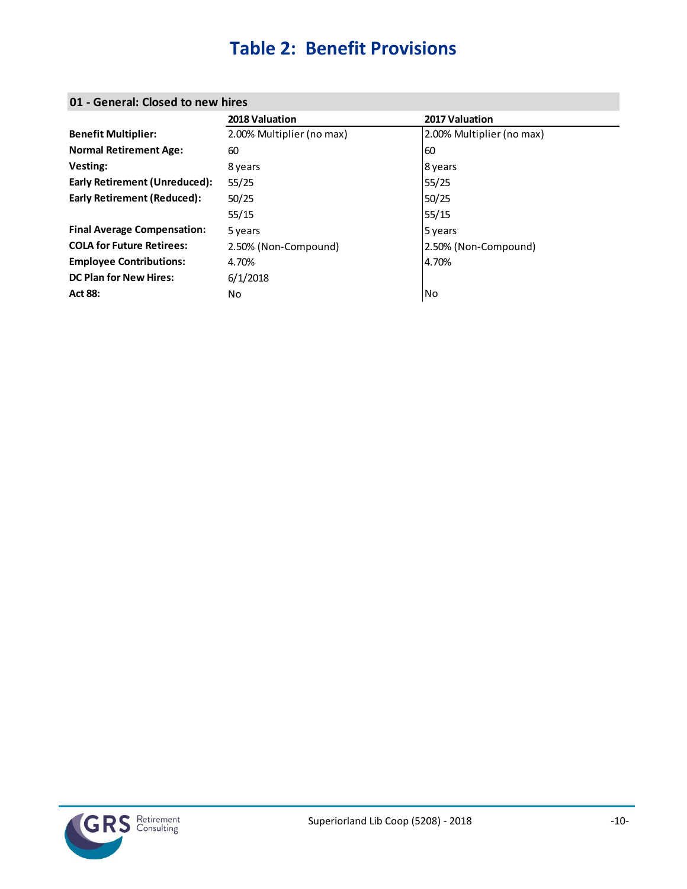# Table 2: Benefit Provisions

## 01 - General: Closed to new hires

| | 2018 Valuation | 2017 Valuation |
|---|---|---|
| **Benefit Multiplier:** | 2.00% Multiplier (no max) | 2.00% Multiplier (no max) |
| **Normal Retirement Age:** | 60 | 60 |
| **Vesting:** | 8 years | 8 years |
| **Early Retirement (Unreduced):** | 55/25 | 55/25 |
| **Early Retirement (Reduced):** | 50/25 | 50/25 |
| | 55/15 | 55/15 |
| **Final Average Compensation:** | 5 years | 5 years |
| **COLA for Future Retirees:** | 2.50% (Non-Compound) | 2.50% (Non-Compound) |
| **Employee Contributions:** | 4.70% | 4.70% |
| **DC Plan for New Hires:** | 6/1/2018 | |
| **Act 88:** | No | No |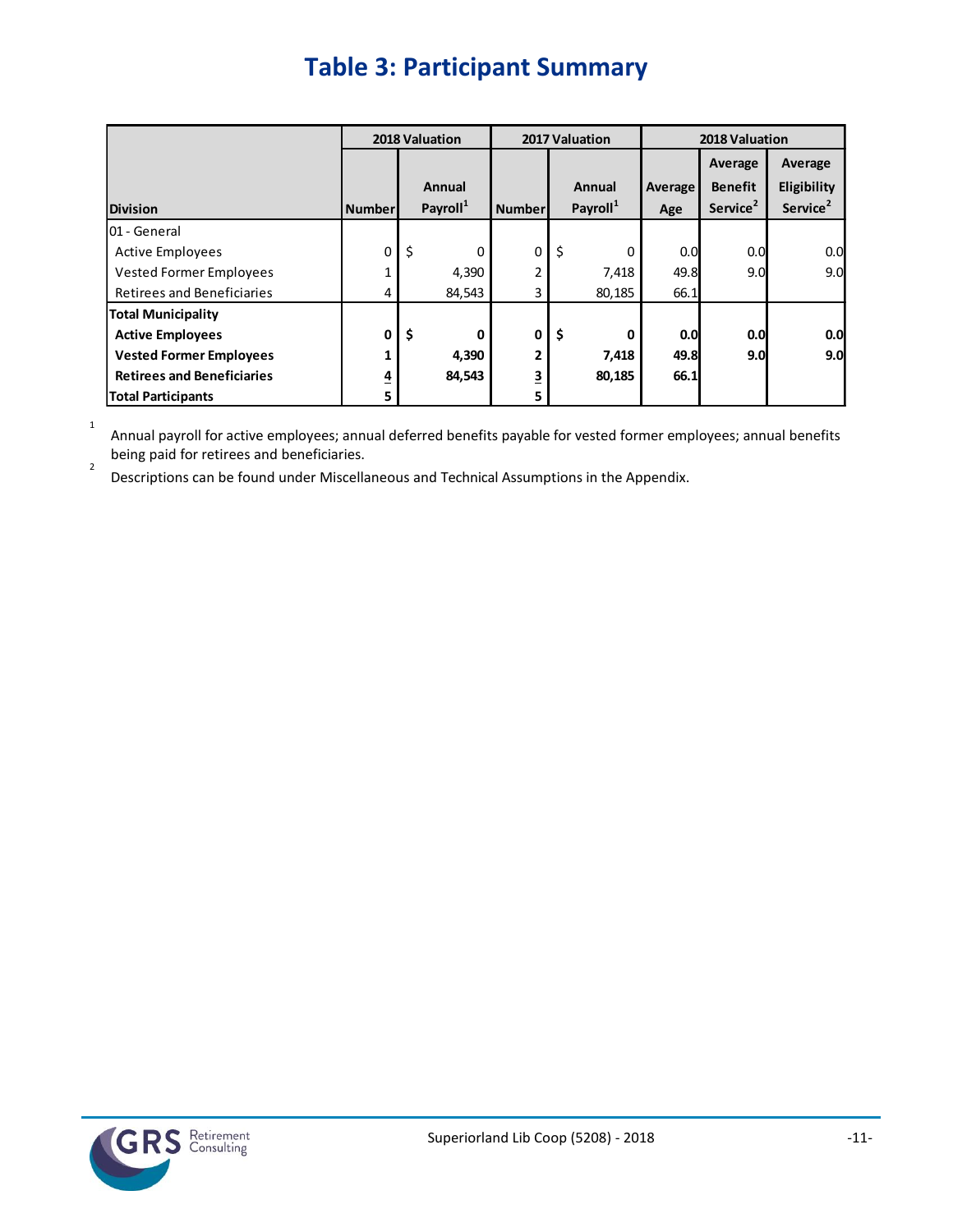# Table 3: Participant Summary

| Division | 2018 Valuation | | 2017 Valuation | | 2018 Valuation | | |
|---|---|---|---|---|---|---|---|
| | Number | Annual Payroll[1] | Number | Annual Payroll[1] | Average Age | Average Benefit Service[2] | Average Eligibility Service[2] |
| 01 - General | | | | | | | |
| Active Employees | 0 | $ 0 | 0 | $ 0 | 0.0 | 0.0 | 0.0 |
| Vested Former Employees | 1 | 4,390 | 2 | 7,418 | 49.8 | 9.0 | 9.0 |
| Retirees and Beneficiaries | 4 | 84,543 | 3 | 80,185 | 66.1 | | |
| **Total Municipality** | | | | | | | |
| **Active Employees** | **0** | **$ 0** | **0** | **$ 0** | **0.0** | **0.0** | **0.0** |
| **Vested Former Employees** | **1** | **4,390** | **2** | **7,418** | **49.8** | **9.0** | **9.0** |
| **Retirees and Beneficiaries** | **4** | **84,543** | **3** | **80,185** | **66.1** | | |
| **Total Participants** | **5** | | **5** | | | | |

[1] Annual payroll for active employees; annual deferred benefits payable for vested former employees; annual benefits being paid for retirees and beneficiaries.

[2] Descriptions can be found under Miscellaneous and Technical Assumptions in the Appendix.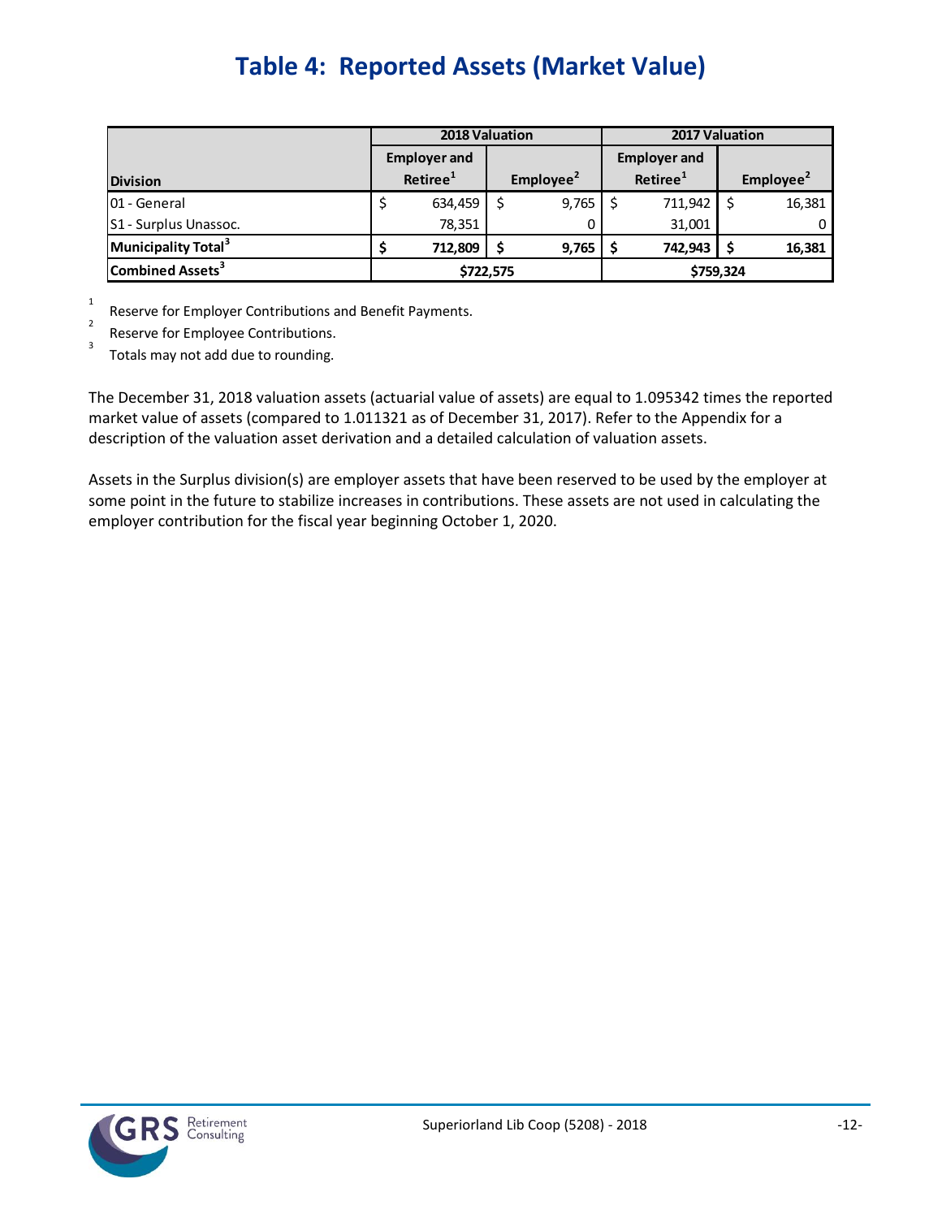# Table 4: Reported Assets (Market Value)

| Division | 2018 Valuation | | 2017 Valuation | |
|---|---|---|---|---|
| | Employer and Retiree[1] | Employee[2] | Employer and Retiree[1] | Employee[2] |
| 01 - General | $ 634,459 | $ 9,765 | $ 711,942 | $ 16,381 |
| S1 - Surplus Unassoc. | 78,351 | 0 | 31,001 | 0 |
| **Municipality Total[3]** | **$ 712,809** | **$ 9,765** | **$ 742,943** | **$ 16,381** |
| **Combined Assets[3]** | **$722,575** | | **$759,324** | |

[1] Reserve for Employer Contributions and Benefit Payments.

[2] Reserve for Employee Contributions.

[3] Totals may not add due to rounding.

The December 31, 2018 valuation assets (actuarial value of assets) are equal to 1.095342 times the reported market value of assets (compared to 1.011321 as of December 31, 2017). Refer to the Appendix for a description of the valuation asset derivation and a detailed calculation of valuation assets.

Assets in the Surplus division(s) are employer assets that have been reserved to be used by the employer at some point in the future to stabilize increases in contributions. These assets are not used in calculating the employer contribution for the fiscal year beginning October 1, 2020.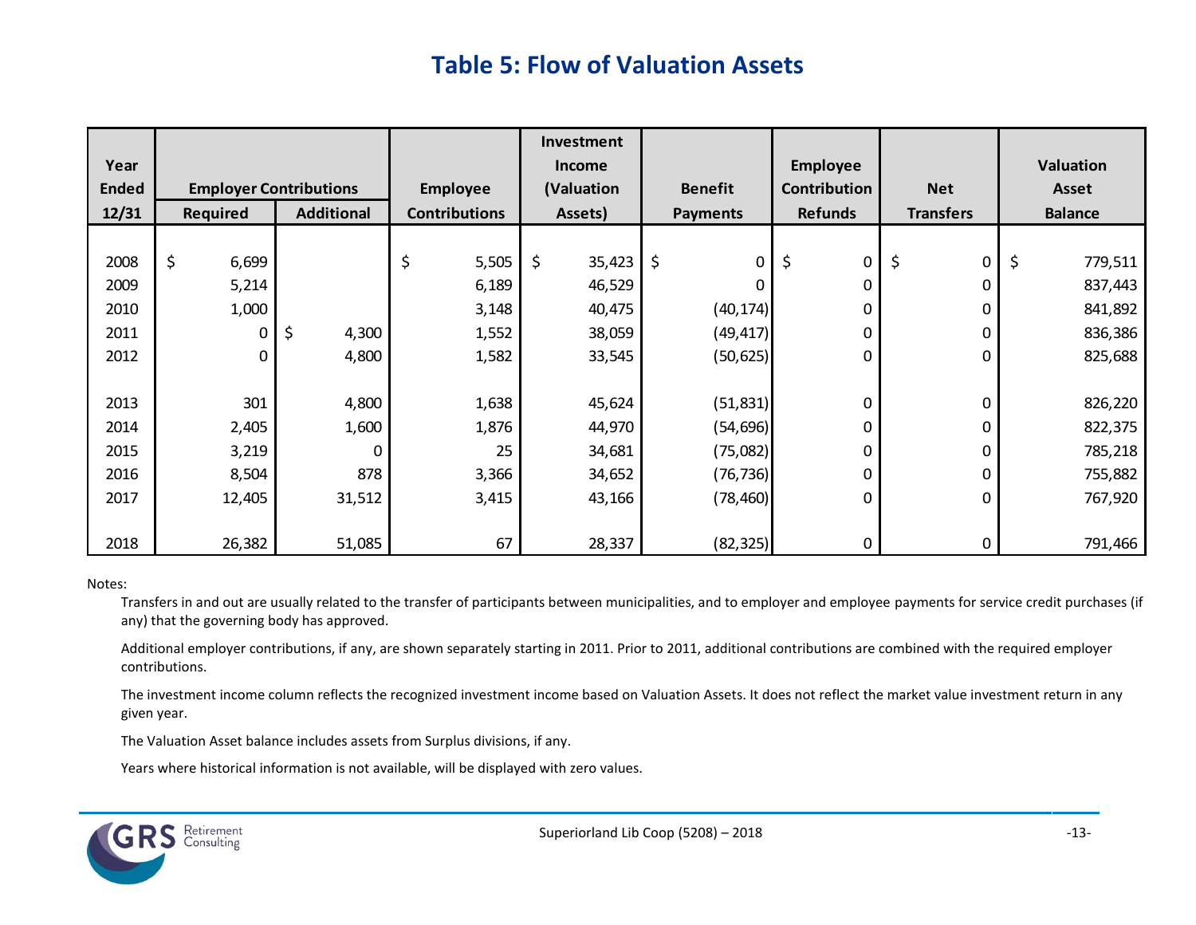# Table 5: Flow of Valuation Assets

| Year Ended 12/31 | Employer Contributions | | Employee Contributions | Investment Income (Valuation Assets) | Benefit Payments | Employee Contribution Refunds | Net Transfers | Valuation Asset Balance |
|---|---|---|---|---|---|---|---|---|
| | Required | Additional | | | | | | |
| 2008 | $ 6,699 | | $ 5,505 | $ 35,423 | $ 0 | $ 0 | $ 0 | $ 779,511 |
| 2009 | 5,214 | | 6,189 | 46,529 | 0 | 0 | 0 | 837,443 |
| 2010 | 1,000 | | 3,148 | 40,475 | (40,174) | 0 | 0 | 841,892 |
| 2011 | 0 | $ 4,300 | 1,552 | 38,059 | (49,417) | 0 | 0 | 836,386 |
| 2012 | 0 | 4,800 | 1,582 | 33,545 | (50,625) | 0 | 0 | 825,688 |
| 2013 | 301 | 4,800 | 1,638 | 45,624 | (51,831) | 0 | 0 | 826,220 |
| 2014 | 2,405 | 1,600 | 1,876 | 44,970 | (54,696) | 0 | 0 | 822,375 |
| 2015 | 3,219 | 0 | 25 | 34,681 | (75,082) | 0 | 0 | 785,218 |
| 2016 | 8,504 | 878 | 3,366 | 34,652 | (76,736) | 0 | 0 | 755,882 |
| 2017 | 12,405 | 31,512 | 3,415 | 43,166 | (78,460) | 0 | 0 | 767,920 |
| 2018 | 26,382 | 51,085 | 67 | 28,337 | (82,325) | 0 | 0 | 791,466 |

Notes:

Transfers in and out are usually related to the transfer of participants between municipalities, and to employer and employee payments for service credit purchases (if any) that the governing body has approved.

Additional employer contributions, if any, are shown separately starting in 2011. Prior to 2011, additional contributions are combined with the required employer contributions.

The investment income column reflects the recognized investment income based on Valuation Assets. It does not reflect the market value investment return in any given year.

The Valuation Asset balance includes assets from Surplus divisions, if any.

Years where historical information is not available, will be displayed with zero values.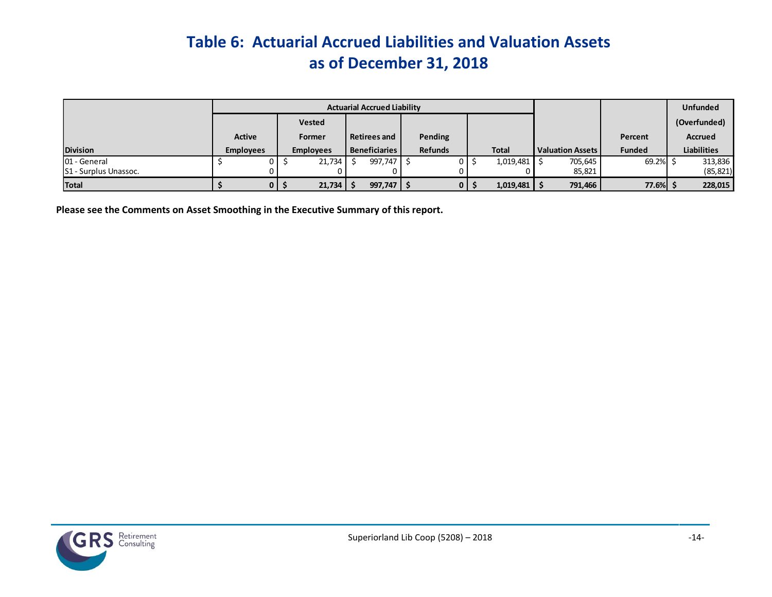# Table 6: Actuarial Accrued Liabilities and Valuation Assets as of December 31, 2018

| Division | Actuarial Accrued Liability | | | | | Valuation Assets | Percent Funded | Unfunded (Overfunded) Accrued Liabilities |
|---|---|---|---|---|---|---|---|---|
| | Active Employees | Vested Former Employees | Retirees and Beneficiaries | Pending Refunds | Total | | | |
| 01 - General | $ 0 | $ 21,734 | $ 997,747 | $ 0 | $ 1,019,481 | $ 705,645 | 69.2% | $ 313,836 |
| S1 - Surplus Unassoc. | 0 | 0 | 0 | 0 | 0 | 85,821 | | (85,821) |
| **Total** | **$ 0** | **$ 21,734** | **$ 997,747** | **$ 0** | **$ 1,019,481** | **$ 791,466** | **77.6%** | **$ 228,015** |

**Please see the Comments on Asset Smoothing in the Executive Summary of this report.**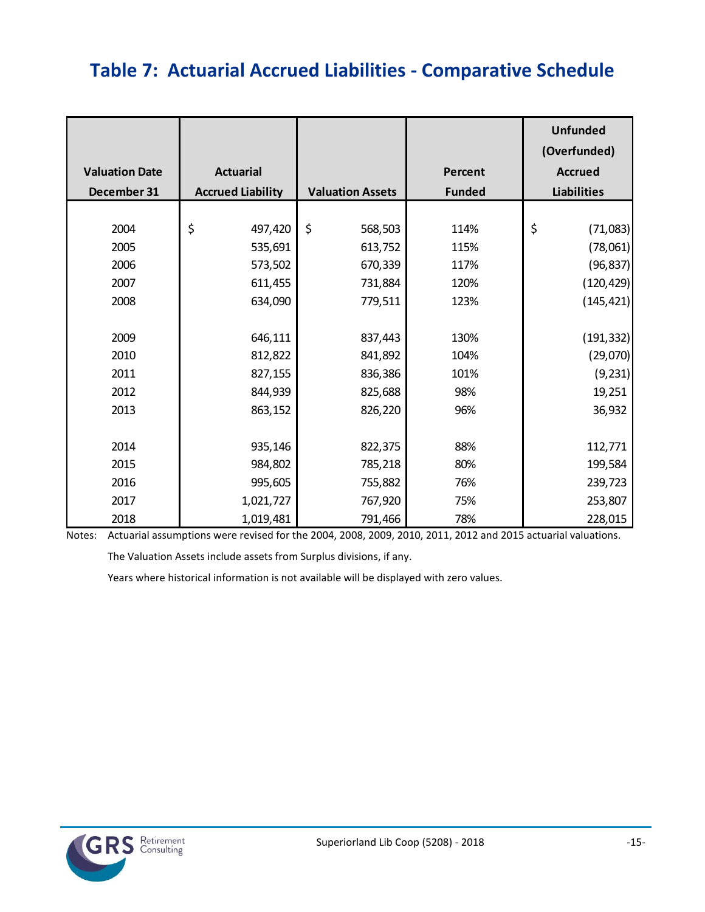# Table 7: Actuarial Accrued Liabilities - Comparative Schedule

| Valuation Date December 31 | Actuarial Accrued Liability | Valuation Assets | Percent Funded | Unfunded (Overfunded) Accrued Liabilities |
|---|---|---|---|---|
| 2004 | $ 497,420 | $ 568,503 | 114% | $ (71,083) |
| 2005 | 535,691 | 613,752 | 115% | (78,061) |
| 2006 | 573,502 | 670,339 | 117% | (96,837) |
| 2007 | 611,455 | 731,884 | 120% | (120,429) |
| 2008 | 634,090 | 779,511 | 123% | (145,421) |
| 2009 | 646,111 | 837,443 | 130% | (191,332) |
| 2010 | 812,822 | 841,892 | 104% | (29,070) |
| 2011 | 827,155 | 836,386 | 101% | (9,231) |
| 2012 | 844,939 | 825,688 | 98% | 19,251 |
| 2013 | 863,152 | 826,220 | 96% | 36,932 |
| 2014 | 935,146 | 822,375 | 88% | 112,771 |
| 2015 | 984,802 | 785,218 | 80% | 199,584 |
| 2016 | 995,605 | 755,882 | 76% | 239,723 |
| 2017 | 1,021,727 | 767,920 | 75% | 253,807 |
| 2018 | 1,019,481 | 791,466 | 78% | 228,015 |

Notes: Actuarial assumptions were revised for the 2004, 2008, 2009, 2010, 2011, 2012 and 2015 actuarial valuations.

The Valuation Assets include assets from Surplus divisions, if any.

Years where historical information is not available will be displayed with zero values.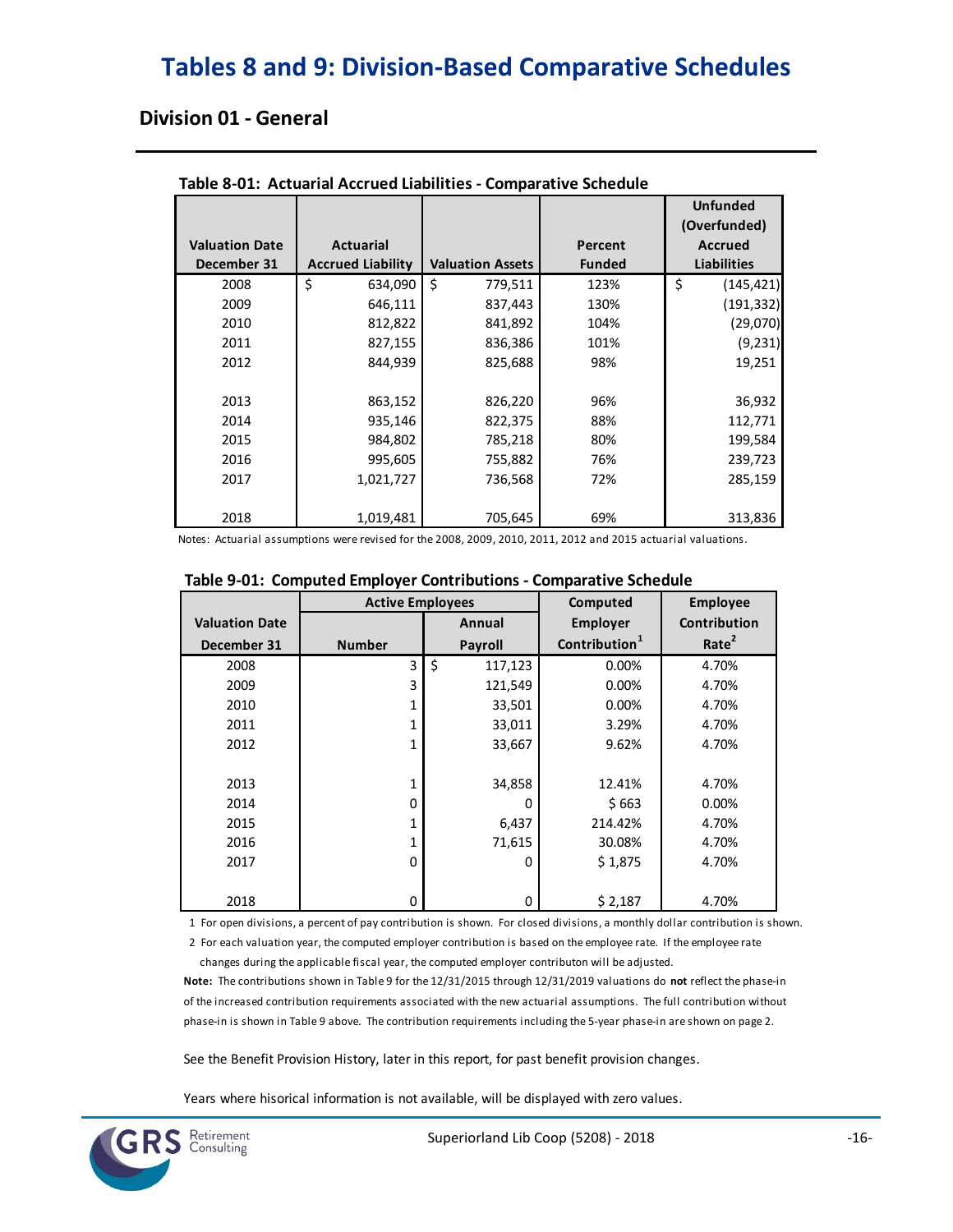# Tables 8 and 9: Division-Based Comparative Schedules

## Division 01 - General

**Table 8-01: Actuarial Accrued Liabilities - Comparative Schedule**

| Valuation Date December 31 | Actuarial Accrued Liability | Valuation Assets | Percent Funded | Unfunded (Overfunded) Accrued Liabilities |
|---|---|---|---|---|
| 2008 | $ 634,090 | $ 779,511 | 123% | $ (145,421) |
| 2009 | 646,111 | 837,443 | 130% | (191,332) |
| 2010 | 812,822 | 841,892 | 104% | (29,070) |
| 2011 | 827,155 | 836,386 | 101% | (9,231) |
| 2012 | 844,939 | 825,688 | 98% | 19,251 |
| 2013 | 863,152 | 826,220 | 96% | 36,932 |
| 2014 | 935,146 | 822,375 | 88% | 112,771 |
| 2015 | 984,802 | 785,218 | 80% | 199,584 |
| 2016 | 995,605 | 755,882 | 76% | 239,723 |
| 2017 | 1,021,727 | 736,568 | 72% | 285,159 |
| 2018 | 1,019,481 | 705,645 | 69% | 313,836 |

Notes: Actuarial assumptions were revised for the 2008, 2009, 2010, 2011, 2012 and 2015 actuarial valuations.

**Table 9-01: Computed Employer Contributions - Comparative Schedule**

| Valuation Date December 31 | Active Employees | | Computed Employer Contribution[1] | Employee Contribution Rate[2] |
|---|---|---|---|---|
| | Number | Annual Payroll | | |
| 2008 | 3 | $ 117,123 | 0.00% | 4.70% |
| 2009 | 3 | 121,549 | 0.00% | 4.70% |
| 2010 | 1 | 33,501 | 0.00% | 4.70% |
| 2011 | 1 | 33,011 | 3.29% | 4.70% |
| 2012 | 1 | 33,667 | 9.62% | 4.70% |
| 2013 | 1 | 34,858 | 12.41% | 4.70% |
| 2014 | 0 | 0 | $ 663 | 0.00% |
| 2015 | 1 | 6,437 | 214.42% | 4.70% |
| 2016 | 1 | 71,615 | 30.08% | 4.70% |
| 2017 | 0 | 0 | $ 1,875 | 4.70% |
| 2018 | 0 | 0 | $ 2,187 | 4.70% |

1 For open divisions, a percent of pay contribution is shown. For closed divisions, a monthly dollar contribution is shown.

2 For each valuation year, the computed employer contribution is based on the employee rate. If the employee rate changes during the applicable fiscal year, the computed employer contributon will be adjusted.

**Note:** The contributions shown in Table 9 for the 12/31/2015 through 12/31/2019 valuations do **not** reflect the phase-in of the increased contribution requirements associated with the new actuarial assumptions. The full contribution without phase-in is shown in Table 9 above. The contribution requirements including the 5-year phase-in are shown on page 2.

See the Benefit Provision History, later in this report, for past benefit provision changes.

Years where hisorical information is not available, will be displayed with zero values.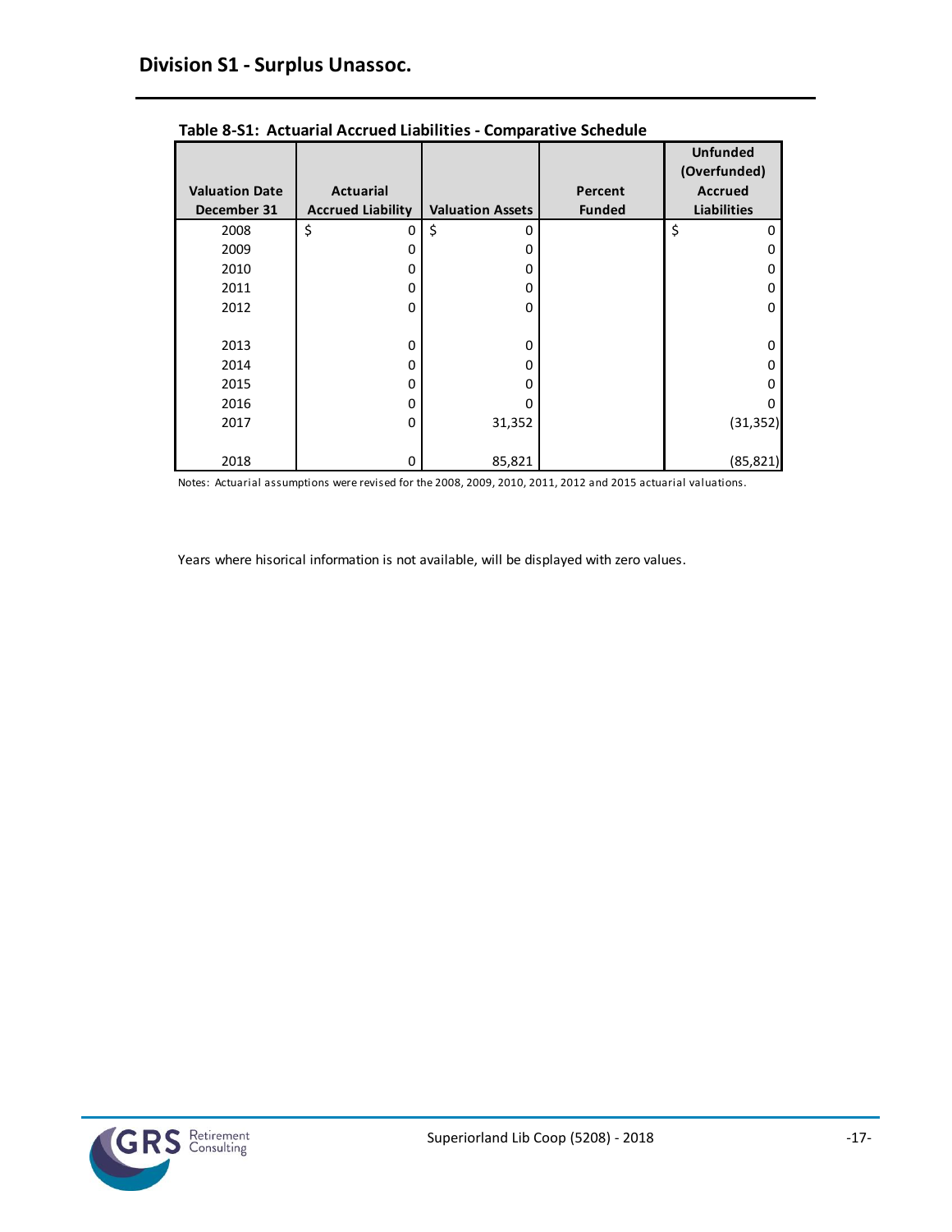## Division S1 - Surplus Unassoc.

**Table 8-S1: Actuarial Accrued Liabilities - Comparative Schedule**

| Valuation Date December 31 | Actuarial Accrued Liability | Valuation Assets | Percent Funded | Unfunded (Overfunded) Accrued Liabilities |
|---|---|---|---|---|
| 2008 | $ 0 | $ 0 | | $ 0 |
| 2009 | 0 | 0 | | 0 |
| 2010 | 0 | 0 | | 0 |
| 2011 | 0 | 0 | | 0 |
| 2012 | 0 | 0 | | 0 |
| 2013 | 0 | 0 | | 0 |
| 2014 | 0 | 0 | | 0 |
| 2015 | 0 | 0 | | 0 |
| 2016 | 0 | 0 | | 0 |
| 2017 | 0 | 31,352 | | (31,352) |
| 2018 | 0 | 85,821 | | (85,821) |

Notes: Actuarial assumptions were revised for the 2008, 2009, 2010, 2011, 2012 and 2015 actuarial valuations.

Years where hisorical information is not available, will be displayed with zero values.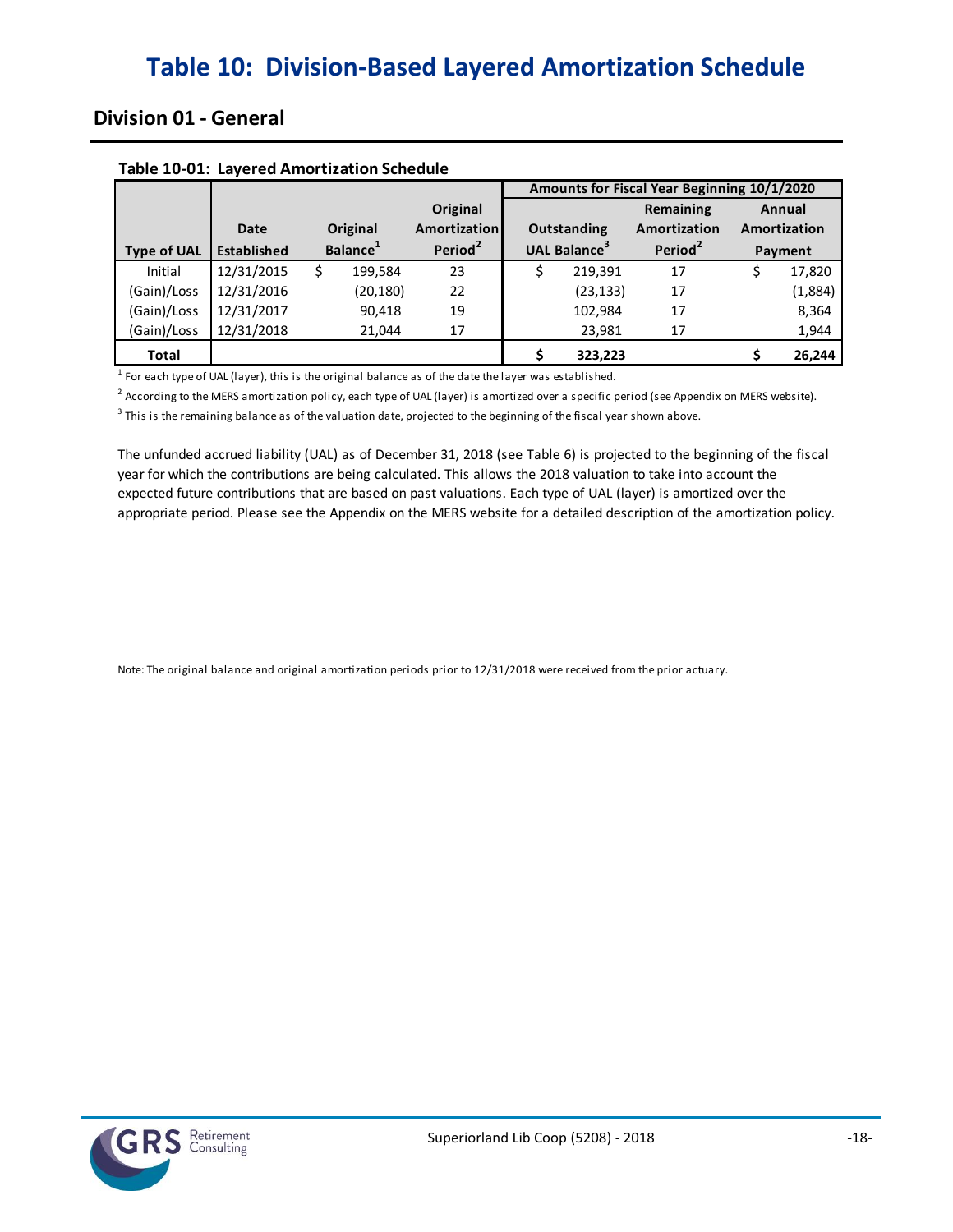# Table 10: Division-Based Layered Amortization Schedule

## Division 01 - General

**Table 10-01: Layered Amortization Schedule**

| | | | | Amounts for Fiscal Year Beginning 10/1/2020 | | |
|---|---|---|---|---|---|---|
| Type of UAL | Date Established | Original Balance[1] | Original Amortization Period[2] | Outstanding UAL Balance[3] | Remaining Amortization Period[2] | Annual Amortization Payment |
| Initial | 12/31/2015 | $ 199,584 | 23 | $ 219,391 | 17 | $ 17,820 |
| (Gain)/Loss | 12/31/2016 | (20,180) | 22 | (23,133) | 17 | (1,884) |
| (Gain)/Loss | 12/31/2017 | 90,418 | 19 | 102,984 | 17 | 8,364 |
| (Gain)/Loss | 12/31/2018 | 21,044 | 17 | 23,981 | 17 | 1,944 |
| **Total** | | | | **$ 323,223** | | **$ 26,244** |

[1] For each type of UAL (layer), this is the original balance as of the date the layer was established.

[2] According to the MERS amortization policy, each type of UAL (layer) is amortized over a specific period (see Appendix on MERS website).

[3] This is the remaining balance as of the valuation date, projected to the beginning of the fiscal year shown above.

The unfunded accrued liability (UAL) as of December 31, 2018 (see Table 6) is projected to the beginning of the fiscal year for which the contributions are being calculated. This allows the 2018 valuation to take into account the expected future contributions that are based on past valuations. Each type of UAL (layer) is amortized over the appropriate period. Please see the Appendix on the MERS website for a detailed description of the amortization policy.

Note: The original balance and original amortization periods prior to 12/31/2018 were received from the prior actuary.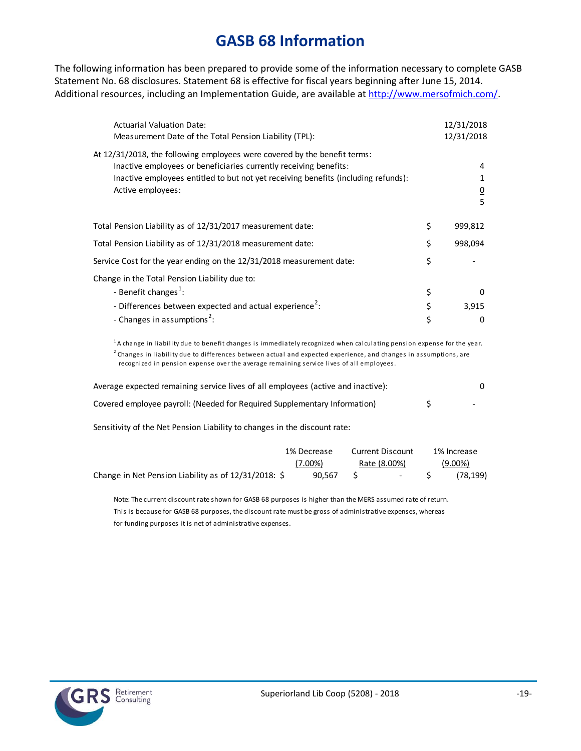# GASB 68 Information

The following information has been prepared to provide some of the information necessary to complete GASB Statement No. 68 disclosures. Statement 68 is effective for fiscal years beginning after June 15, 2014. Additional resources, including an Implementation Guide, are available at http://www.mersofmich.com/.

| | |
|---|---|
| Actuarial Valuation Date: | 12/31/2018 |
| Measurement Date of the Total Pension Liability (TPL): | 12/31/2018 |

At 12/31/2018, the following employees were covered by the benefit terms:

| | |
|---|---|
| Inactive employees or beneficiaries currently receiving benefits: | 4 |
| Inactive employees entitled to but not yet receiving benefits (including refunds): | 1 |
| Active employees: | 0 |
| | 5 |

| | | |
|---|---|---|
| Total Pension Liability as of 12/31/2017 measurement date: | $ | 999,812 |
| Total Pension Liability as of 12/31/2018 measurement date: | $ | 998,094 |
| Service Cost for the year ending on the 12/31/2018 measurement date: | $ | - |
| Change in the Total Pension Liability due to: | | |
| - Benefit changes[1]: | $ | 0 |
| - Differences between expected and actual experience[2]: | $ | 3,915 |
| - Changes in assumptions[2]: | $ | 0 |

[1] A change in liability due to benefit changes is immediately recognized when calculating pension expense for the year.

[2] Changes in liability due to differences between actual and expected experience, and changes in assumptions, are recognized in pension expense over the average remaining service lives of all employees.

| | | |
|---|---|---|
| Average expected remaining service lives of all employees (active and inactive): | | 0 |
| Covered employee payroll: (Needed for Required Supplementary Information) | $ | - |

Sensitivity of the Net Pension Liability to changes in the discount rate:

| | 1% Decrease (7.00%) | Current Discount Rate (8.00%) | 1% Increase (9.00%) |
|---|---|---|---|
| Change in Net Pension Liability as of 12/31/2018: | $ 90,567 | $ - | $ (78,199) |

Note: The current discount rate shown for GASB 68 purposes is higher than the MERS assumed rate of return. This is because for GASB 68 purposes, the discount rate must be gross of administrative expenses, whereas for funding purposes it is net of administrative expenses.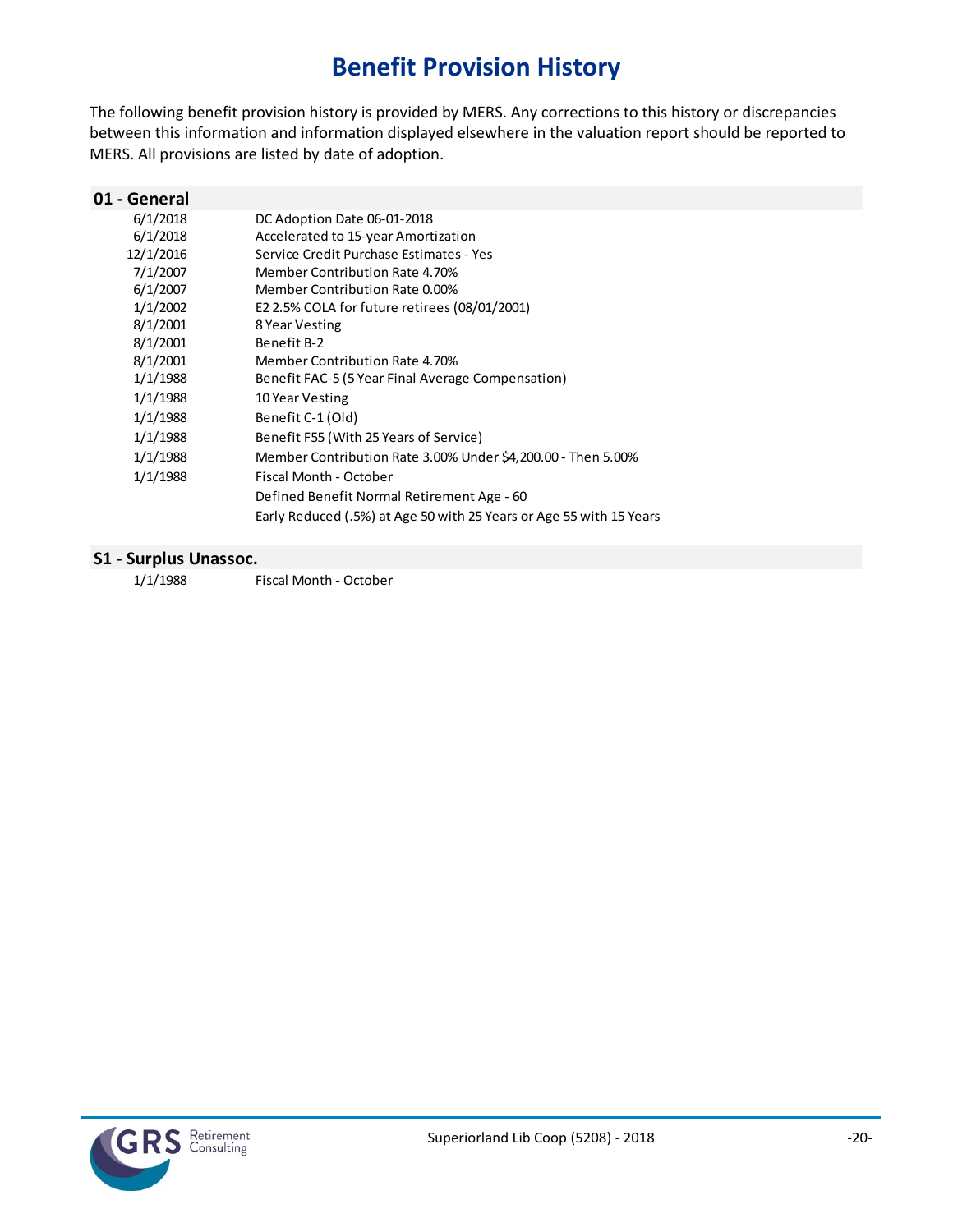# Benefit Provision History

The following benefit provision history is provided by MERS. Any corrections to this history or discrepancies between this information and information displayed elsewhere in the valuation report should be reported to MERS. All provisions are listed by date of adoption.

## 01 - General

| | |
|---|---|
| 6/1/2018 | DC Adoption Date 06-01-2018 |
| 6/1/2018 | Accelerated to 15-year Amortization |
| 12/1/2016 | Service Credit Purchase Estimates - Yes |
| 7/1/2007 | Member Contribution Rate 4.70% |
| 6/1/2007 | Member Contribution Rate 0.00% |
| 1/1/2002 | E2 2.5% COLA for future retirees (08/01/2001) |
| 8/1/2001 | 8 Year Vesting |
| 8/1/2001 | Benefit B-2 |
| 8/1/2001 | Member Contribution Rate 4.70% |
| 1/1/1988 | Benefit FAC-5 (5 Year Final Average Compensation) |
| 1/1/1988 | 10 Year Vesting |
| 1/1/1988 | Benefit C-1 (Old) |
| 1/1/1988 | Benefit F55 (With 25 Years of Service) |
| 1/1/1988 | Member Contribution Rate 3.00% Under $4,200.00 - Then 5.00% |
| 1/1/1988 | Fiscal Month - October |
| | Defined Benefit Normal Retirement Age - 60 |
| | Early Reduced (.5%) at Age 50 with 25 Years or Age 55 with 15 Years |

## S1 - Surplus Unassoc.

| | |
|---|---|
| 1/1/1988 | Fiscal Month - October |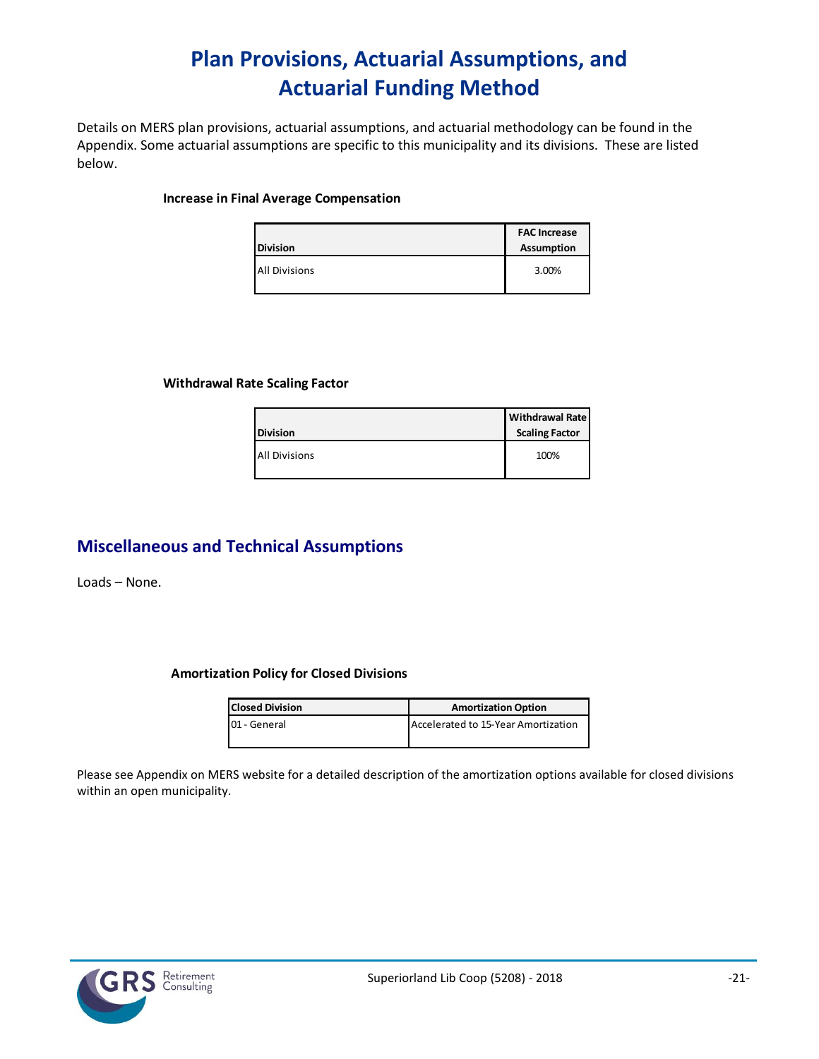# Plan Provisions, Actuarial Assumptions, and Actuarial Funding Method

Details on MERS plan provisions, actuarial assumptions, and actuarial methodology can be found in the Appendix. Some actuarial assumptions are specific to this municipality and its divisions. These are listed below.

**Increase in Final Average Compensation**

| Division | FAC Increase Assumption |
|---|---|
| All Divisions | 3.00% |

**Withdrawal Rate Scaling Factor**

| Division | Withdrawal Rate Scaling Factor |
|---|---|
| All Divisions | 100% |

## Miscellaneous and Technical Assumptions

Loads – None.

**Amortization Policy for Closed Divisions**

| Closed Division | Amortization Option |
|---|---|
| 01 - General | Accelerated to 15-Year Amortization |

Please see Appendix on MERS website for a detailed description of the amortization options available for closed divisions within an open municipality.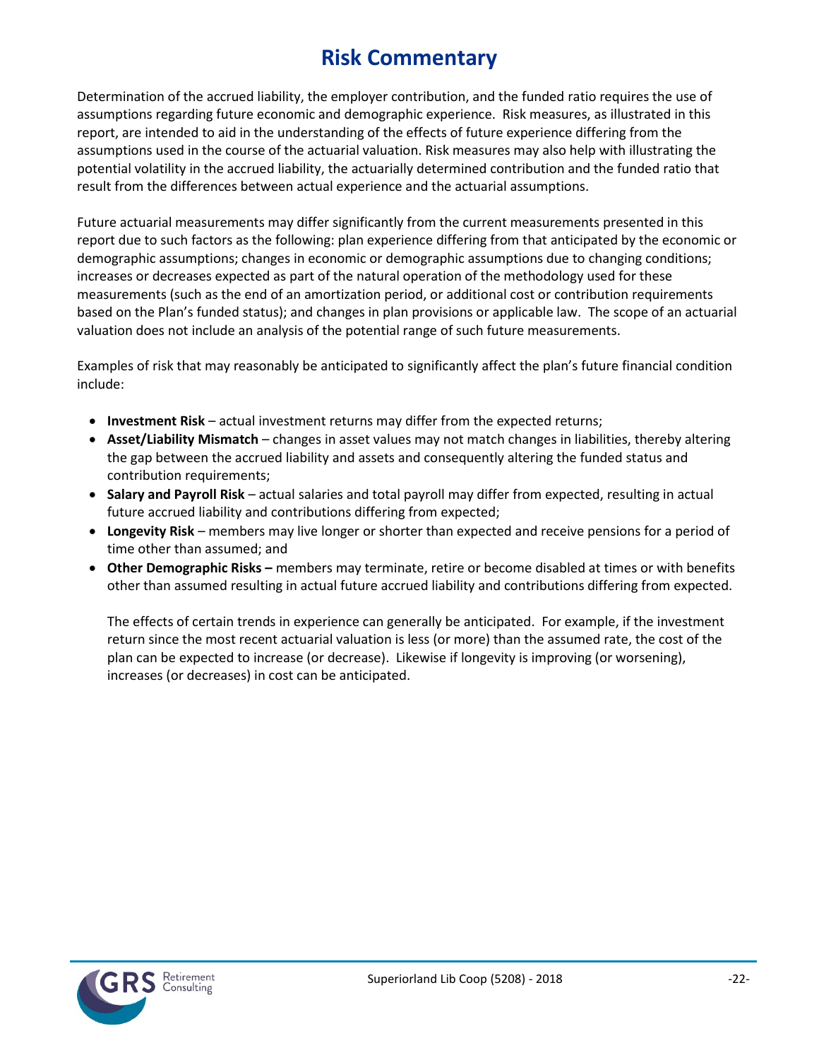# Risk Commentary

Determination of the accrued liability, the employer contribution, and the funded ratio requires the use of assumptions regarding future economic and demographic experience. Risk measures, as illustrated in this report, are intended to aid in the understanding of the effects of future experience differing from the assumptions used in the course of the actuarial valuation. Risk measures may also help with illustrating the potential volatility in the accrued liability, the actuarially determined contribution and the funded ratio that result from the differences between actual experience and the actuarial assumptions.

Future actuarial measurements may differ significantly from the current measurements presented in this report due to such factors as the following: plan experience differing from that anticipated by the economic or demographic assumptions; changes in economic or demographic assumptions due to changing conditions; increases or decreases expected as part of the natural operation of the methodology used for these measurements (such as the end of an amortization period, or additional cost or contribution requirements based on the Plan's funded status); and changes in plan provisions or applicable law. The scope of an actuarial valuation does not include an analysis of the potential range of such future measurements.

Examples of risk that may reasonably be anticipated to significantly affect the plan's future financial condition include:

- **Investment Risk** – actual investment returns may differ from the expected returns;
- **Asset/Liability Mismatch** – changes in asset values may not match changes in liabilities, thereby altering the gap between the accrued liability and assets and consequently altering the funded status and contribution requirements;
- **Salary and Payroll Risk** – actual salaries and total payroll may differ from expected, resulting in actual future accrued liability and contributions differing from expected;
- **Longevity Risk** – members may live longer or shorter than expected and receive pensions for a period of time other than assumed; and
- **Other Demographic Risks –** members may terminate, retire or become disabled at times or with benefits other than assumed resulting in actual future accrued liability and contributions differing from expected.

  The effects of certain trends in experience can generally be anticipated. For example, if the investment return since the most recent actuarial valuation is less (or more) than the assumed rate, the cost of the plan can be expected to increase (or decrease). Likewise if longevity is improving (or worsening), increases (or decreases) in cost can be anticipated.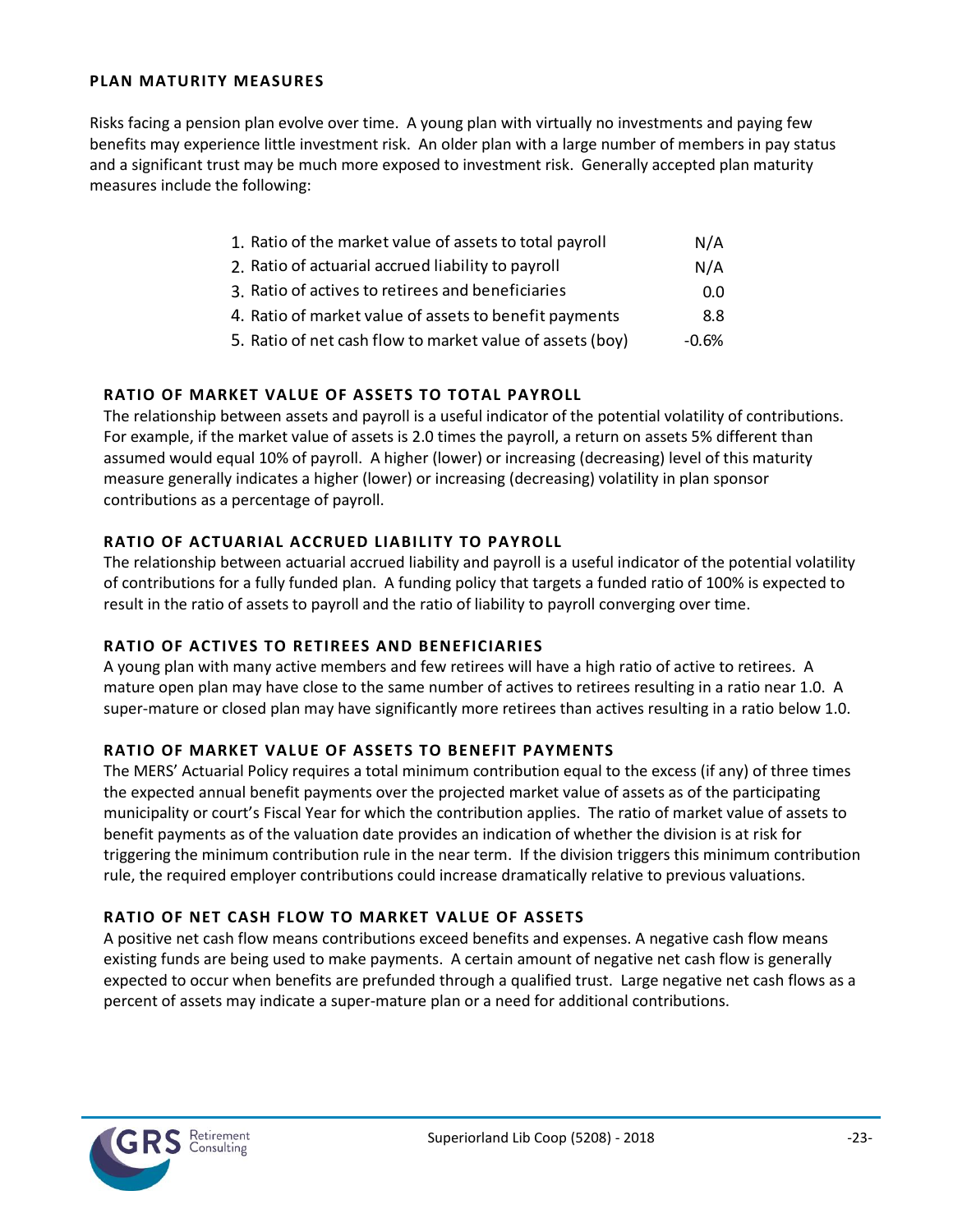## PLAN MATURITY MEASURES

Risks facing a pension plan evolve over time. A young plan with virtually no investments and paying few benefits may experience little investment risk. An older plan with a large number of members in pay status and a significant trust may be much more exposed to investment risk. Generally accepted plan maturity measures include the following:

| | |
|---|---|
| 1. Ratio of the market value of assets to total payroll | N/A |
| 2. Ratio of actuarial accrued liability to payroll | N/A |
| 3. Ratio of actives to retirees and beneficiaries | 0.0 |
| 4. Ratio of market value of assets to benefit payments | 8.8 |
| 5. Ratio of net cash flow to market value of assets (boy) | -0.6% |

### RATIO OF MARKET VALUE OF ASSETS TO TOTAL PAYROLL

The relationship between assets and payroll is a useful indicator of the potential volatility of contributions. For example, if the market value of assets is 2.0 times the payroll, a return on assets 5% different than assumed would equal 10% of payroll. A higher (lower) or increasing (decreasing) level of this maturity measure generally indicates a higher (lower) or increasing (decreasing) volatility in plan sponsor contributions as a percentage of payroll.

### RATIO OF ACTUARIAL ACCRUED LIABILITY TO PAYROLL

The relationship between actuarial accrued liability and payroll is a useful indicator of the potential volatility of contributions for a fully funded plan. A funding policy that targets a funded ratio of 100% is expected to result in the ratio of assets to payroll and the ratio of liability to payroll converging over time.

### RATIO OF ACTIVES TO RETIREES AND BENEFICIARIES

A young plan with many active members and few retirees will have a high ratio of active to retirees. A mature open plan may have close to the same number of actives to retirees resulting in a ratio near 1.0. A super-mature or closed plan may have significantly more retirees than actives resulting in a ratio below 1.0.

### RATIO OF MARKET VALUE OF ASSETS TO BENEFIT PAYMENTS

The MERS' Actuarial Policy requires a total minimum contribution equal to the excess (if any) of three times the expected annual benefit payments over the projected market value of assets as of the participating municipality or court's Fiscal Year for which the contribution applies. The ratio of market value of assets to benefit payments as of the valuation date provides an indication of whether the division is at risk for triggering the minimum contribution rule in the near term. If the division triggers this minimum contribution rule, the required employer contributions could increase dramatically relative to previous valuations.

### RATIO OF NET CASH FLOW TO MARKET VALUE OF ASSETS

A positive net cash flow means contributions exceed benefits and expenses. A negative cash flow means existing funds are being used to make payments. A certain amount of negative net cash flow is generally expected to occur when benefits are prefunded through a qualified trust. Large negative net cash flows as a percent of assets may indicate a super-mature plan or a need for additional contributions.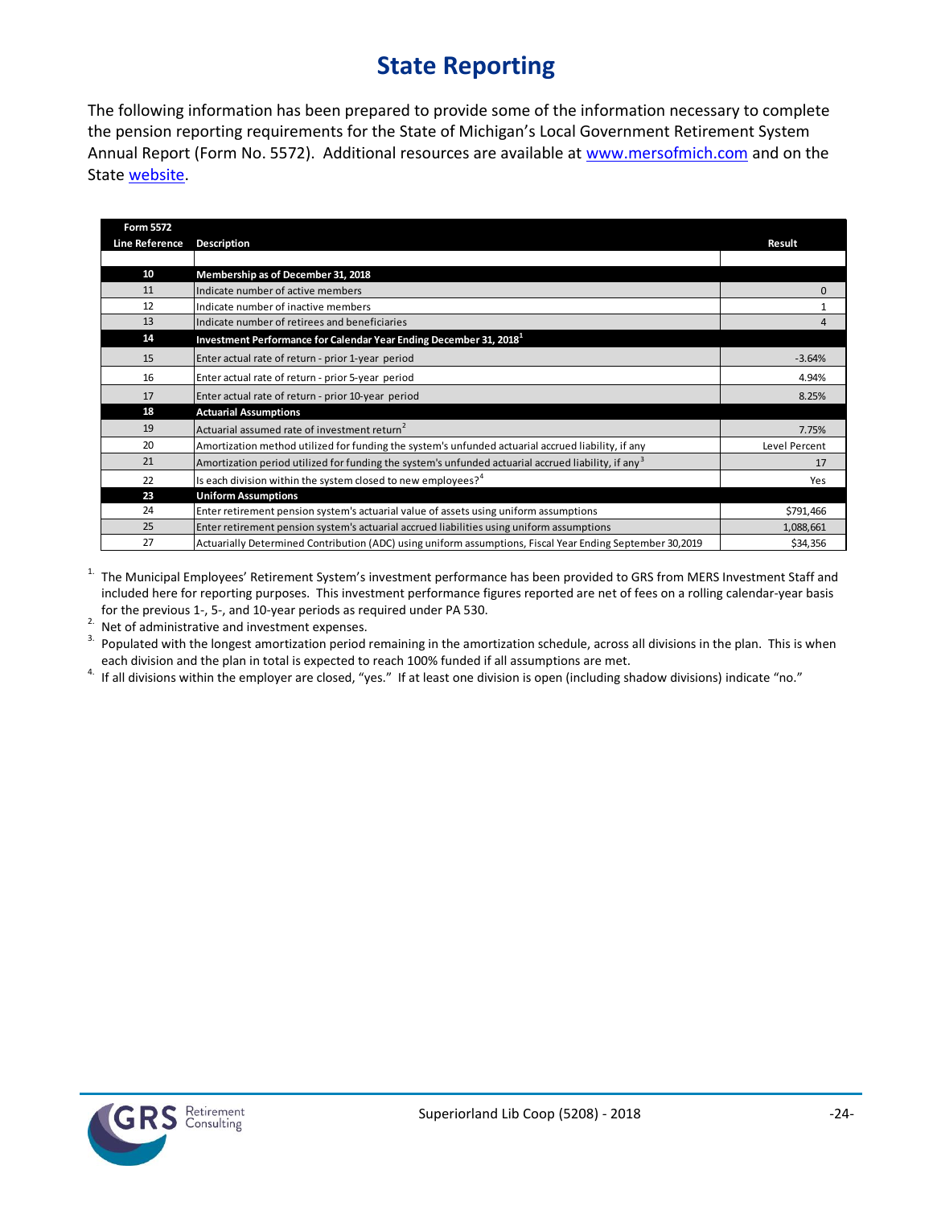# State Reporting

The following information has been prepared to provide some of the information necessary to complete the pension reporting requirements for the State of Michigan's Local Government Retirement System Annual Report (Form No. 5572). Additional resources are available at www.mersofmich.com and on the State website.

| Form 5572 Line Reference | Description | Result |
|---|---|---|
| 10 | **Membership as of December 31, 2018** | |
| 11 | Indicate number of active members | 0 |
| 12 | Indicate number of inactive members | 1 |
| 13 | Indicate number of retirees and beneficiaries | 4 |
| 14 | **Investment Performance for Calendar Year Ending December 31, 2018[1]** | |
| 15 | Enter actual rate of return - prior 1-year period | -3.64% |
| 16 | Enter actual rate of return - prior 5-year period | 4.94% |
| 17 | Enter actual rate of return - prior 10-year period | 8.25% |
| 18 | **Actuarial Assumptions** | |
| 19 | Actuarial assumed rate of investment return[2] | 7.75% |
| 20 | Amortization method utilized for funding the system's unfunded actuarial accrued liability, if any | Level Percent |
| 21 | Amortization period utilized for funding the system's unfunded actuarial accrued liability, if any[3] | 17 |
| 22 | Is each division within the system closed to new employees?[4] | Yes |
| 23 | **Uniform Assumptions** | |
| 24 | Enter retirement pension system's actuarial value of assets using uniform assumptions | $791,466 |
| 25 | Enter retirement pension system's actuarial accrued liabilities using uniform assumptions | 1,088,661 |
| 27 | Actuarially Determined Contribution (ADC) using uniform assumptions, Fiscal Year Ending September 30,2019 | $34,356 |

1. The Municipal Employees' Retirement System's investment performance has been provided to GRS from MERS Investment Staff and included here for reporting purposes. This investment performance figures reported are net of fees on a rolling calendar-year basis for the previous 1-, 5-, and 10-year periods as required under PA 530.
2. Net of administrative and investment expenses.
3. Populated with the longest amortization period remaining in the amortization schedule, across all divisions in the plan. This is when each division and the plan in total is expected to reach 100% funded if all assumptions are met.
4. If all divisions within the employer are closed, "yes." If at least one division is open (including shadow divisions) indicate "no."